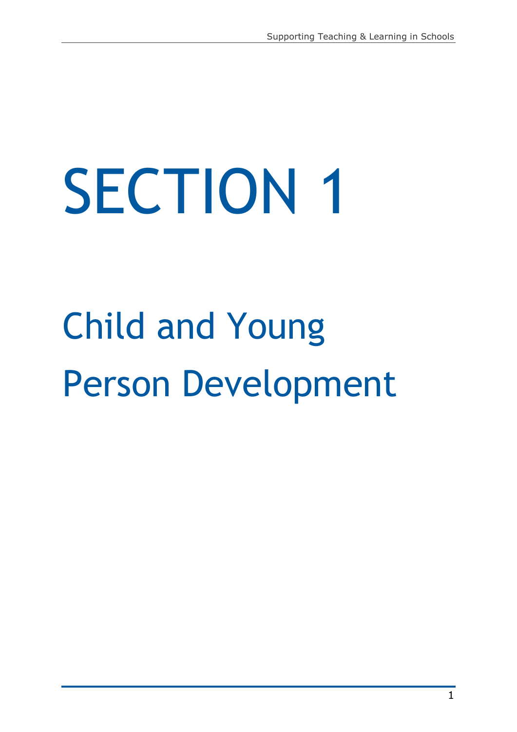# SECTION 1

## Child and Young Person Development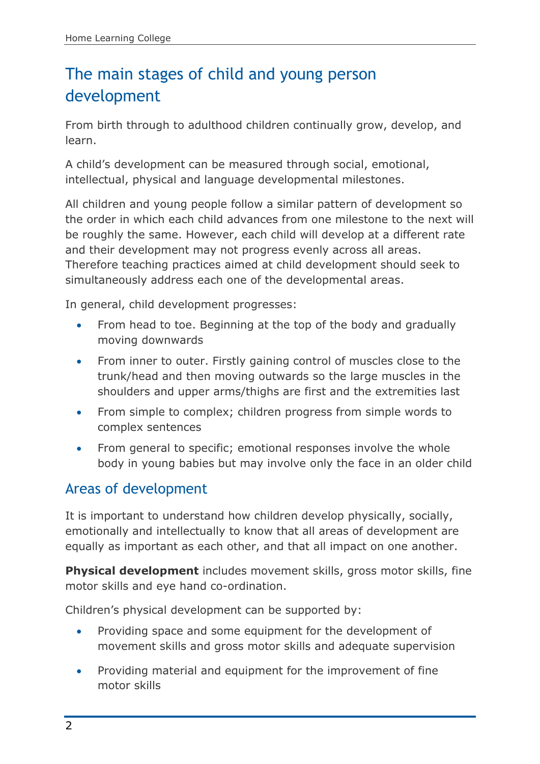# The main stages of child and young person development

From birth through to adulthood children continually grow, develop, and learn.

A child's development can be measured through social, emotional, intellectual, physical and language developmental milestones.

All children and young people follow a similar pattern of development so the order in which each child advances from one milestone to the next will be roughly the same. However, each child will develop at a different rate and their development may not progress evenly across all areas. Therefore teaching practices aimed at child development should seek to simultaneously address each one of the developmental areas.

In general, child development progresses:

- From head to toe. Beginning at the top of the body and gradually moving downwards
- From inner to outer. Firstly gaining control of muscles close to the trunk/head and then moving outwards so the large muscles in the shoulders and upper arms/thighs are first and the extremities last
- From simple to complex; children progress from simple words to complex sentences
- From general to specific; emotional responses involve the whole body in young babies but may involve only the face in an older child

## Areas of development

It is important to understand how children develop physically, socially, emotionally and intellectually to know that all areas of development are equally as important as each other, and that all impact on one another.

**Physical development** includes movement skills, gross motor skills, fine motor skills and eye hand co-ordination.

Children's physical development can be supported by:

- Providing space and some equipment for the development of movement skills and gross motor skills and adequate supervision
- Providing material and equipment for the improvement of fine motor skills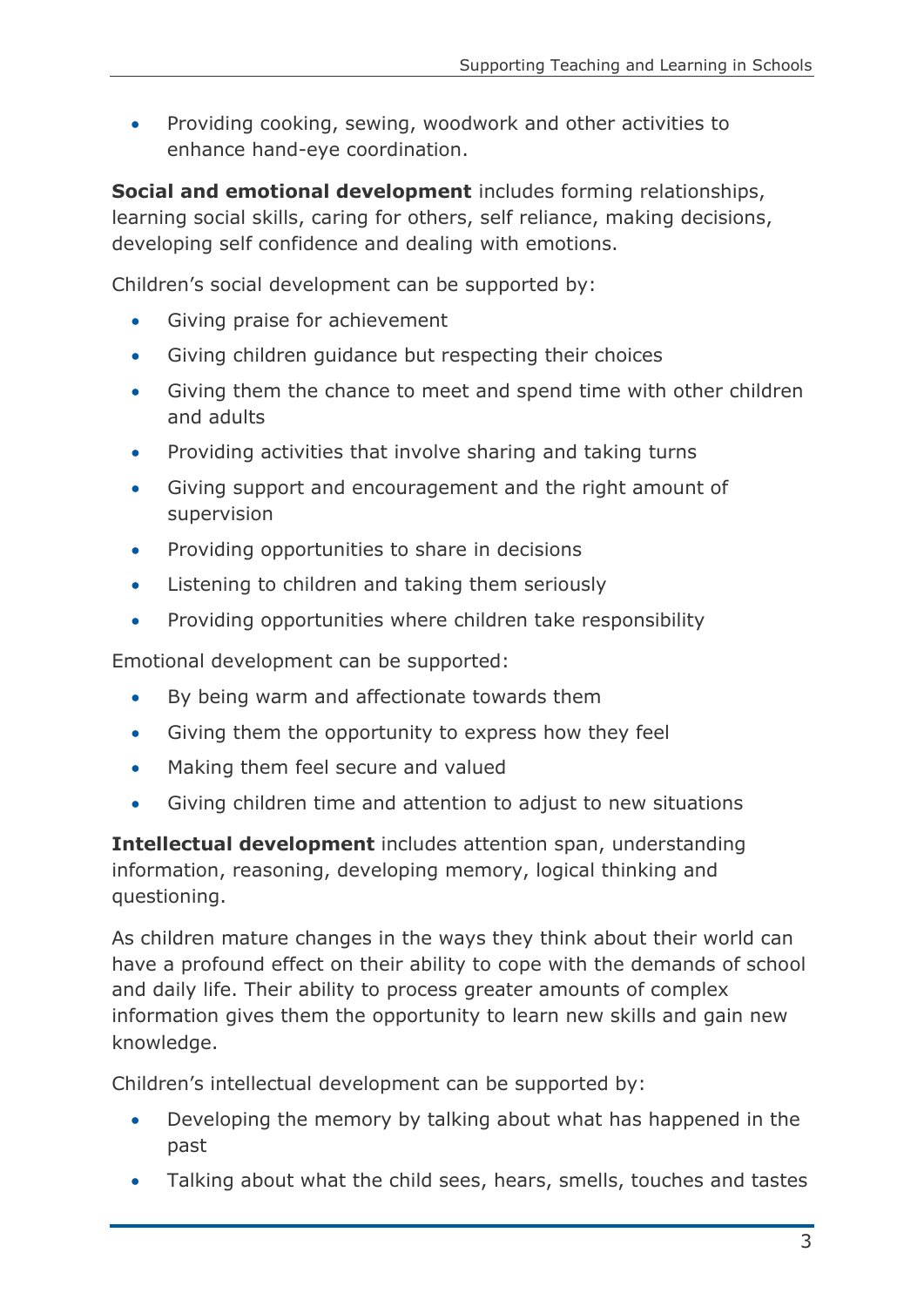- Providing cooking, sewing, woodwork and other activities to enhance hand-eye coordination.

**Social and emotional development** includes forming relationships, learning social skills, caring for others, self reliance, making decisions, developing self confidence and dealing with emotions.

Children's social development can be supported by:

- Giving praise for achievement
- Giving children guidance but respecting their choices
- Giving them the chance to meet and spend time with other children and adults
- Providing activities that involve sharing and taking turns
- Giving support and encouragement and the right amount of supervision
- Providing opportunities to share in decisions
- Listening to children and taking them seriously
- Providing opportunities where children take responsibility

Emotional development can be supported:

- By being warm and affectionate towards them
- Giving them the opportunity to express how they feel
- Making them feel secure and valued
- Giving children time and attention to adjust to new situations

**Intellectual development** includes attention span, understanding information, reasoning, developing memory, logical thinking and questioning.

As children mature changes in the ways they think about their world can have a profound effect on their ability to cope with the demands of school and daily life. Their ability to process greater amounts of complex information gives them the opportunity to learn new skills and gain new knowledge.

Children's intellectual development can be supported by:

- Developing the memory by talking about what has happened in the past
- Talking about what the child sees, hears, smells, touches and tastes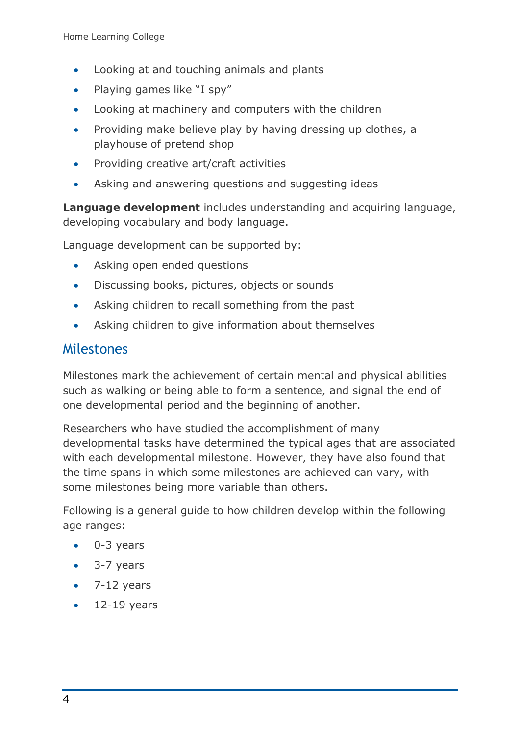- Looking at and touching animals and plants
- Playing games like "I spy"
- Looking at machinery and computers with the children
- Providing make believe play by having dressing up clothes, a playhouse of pretend shop
- Providing creative art/craft activities
- Asking and answering questions and suggesting ideas

**Language development** includes understanding and acquiring language, developing vocabulary and body language.

Language development can be supported by:

- Asking open ended questions
- Discussing books, pictures, objects or sounds
- Asking children to recall something from the past
- Asking children to give information about themselves

## Milestones

Milestones mark the achievement of certain mental and physical abilities such as walking or being able to form a sentence, and signal the end of one developmental period and the beginning of another.

Researchers who have studied the accomplishment of many developmental tasks have determined the typical ages that are associated with each developmental milestone. However, they have also found that the time spans in which some milestones are achieved can vary, with some milestones being more variable than others.

Following is a general guide to how children develop within the following age ranges:

- 0-3 years
- 3-7 years
- 7-12 years
- 12-19 years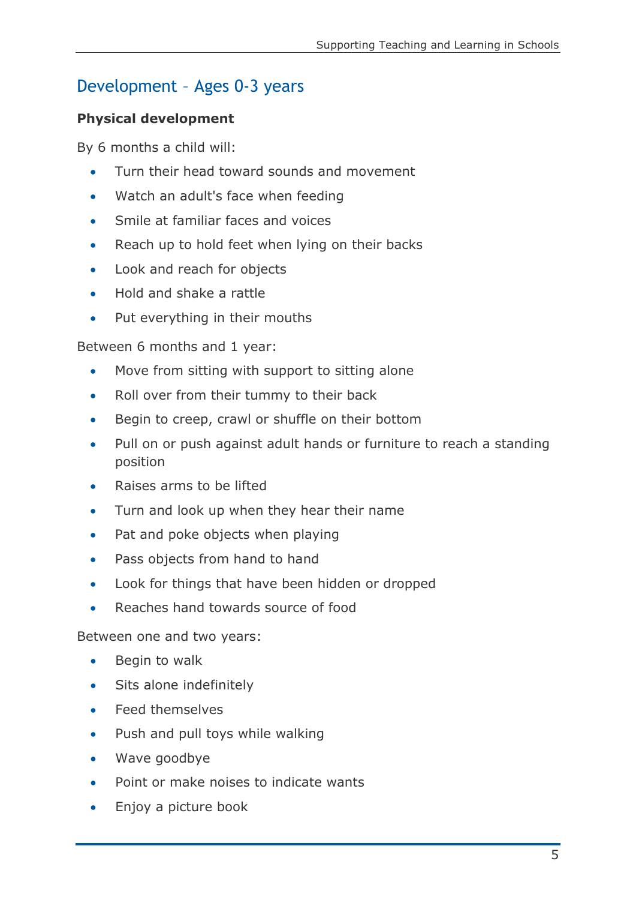## Development – Ages 0-3 years

**Physical development**

By 6 months a child will:

- Turn their head toward sounds and movement
- Watch an adult's face when feeding
- Smile at familiar faces and voices
- Reach up to hold feet when lying on their backs
- Look and reach for objects
- Hold and shake a rattle
- Put everything in their mouths

Between 6 months and 1 year:

- Move from sitting with support to sitting alone
- Roll over from their tummy to their back
- Begin to creep, crawl or shuffle on their bottom
- Pull on or push against adult hands or furniture to reach a standing position
- Raises arms to be lifted
- Turn and look up when they hear their name
- Pat and poke objects when playing
- Pass objects from hand to hand
- Look for things that have been hidden or dropped
- Reaches hand towards source of food

Between one and two years:

- Begin to walk
- Sits alone indefinitely
- Feed themselves
- Push and pull toys while walking
- Wave goodbye
- Point or make noises to indicate wants
- Enjoy a picture book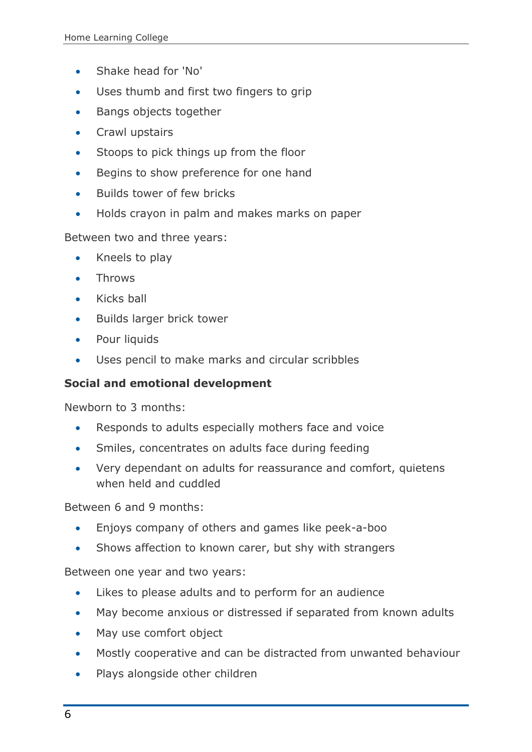- Shake head for 'No'
- Uses thumb and first two fingers to grip
- Bangs objects together
- Crawl upstairs
- Stoops to pick things up from the floor
- Begins to show preference for one hand
- Builds tower of few bricks
- Holds crayon in palm and makes marks on paper

Between two and three years:

- Kneels to play
- Throws
- Kicks ball
- Builds larger brick tower
- Pour liquids
- Uses pencil to make marks and circular scribbles

**Social and emotional development**

Newborn to 3 months:

- Responds to adults especially mothers face and voice
- Smiles, concentrates on adults face during feeding
- Very dependant on adults for reassurance and comfort, quietens when held and cuddled

Between 6 and 9 months:

- Enjoys company of others and games like peek-a-boo
- Shows affection to known carer, but shy with strangers

Between one year and two years:

- Likes to please adults and to perform for an audience
- May become anxious or distressed if separated from known adults
- May use comfort object
- Mostly cooperative and can be distracted from unwanted behaviour
- Plays alongside other children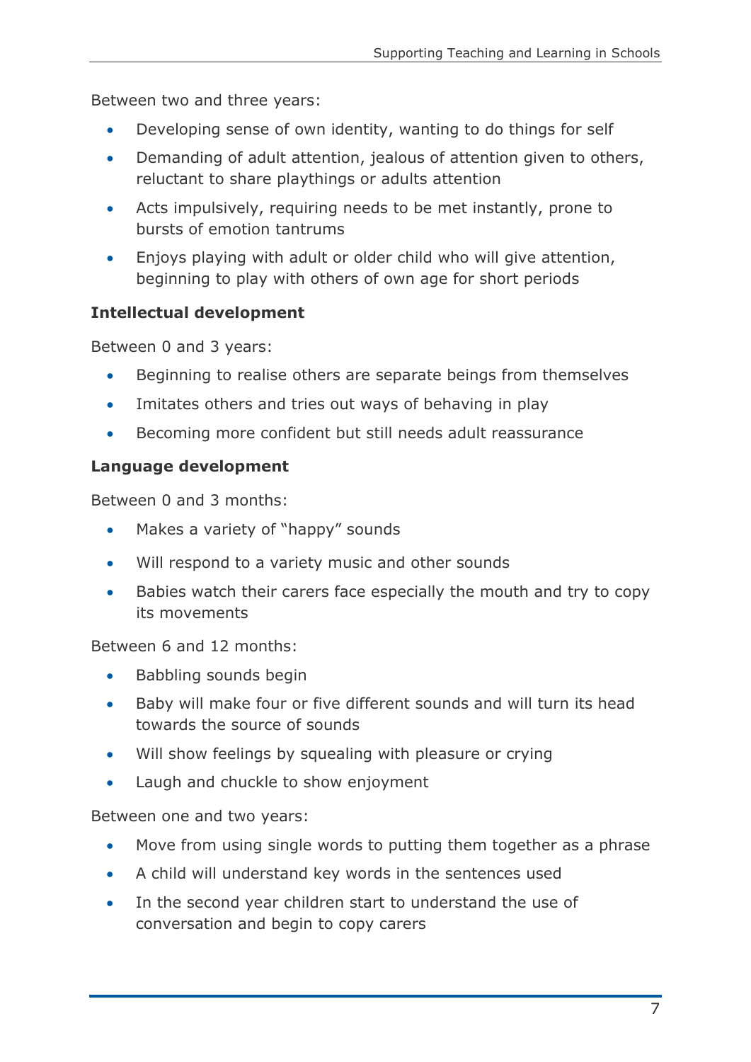Between two and three years:

- Developing sense of own identity, wanting to do things for self
- Demanding of adult attention, jealous of attention given to others, reluctant to share playthings or adults attention
- Acts impulsively, requiring needs to be met instantly, prone to bursts of emotion tantrums
- Enjoys playing with adult or older child who will give attention, beginning to play with others of own age for short periods

**Intellectual development**

Between 0 and 3 years:

- Beginning to realise others are separate beings from themselves
- Imitates others and tries out ways of behaving in play
- Becoming more confident but still needs adult reassurance

**Language development**

Between 0 and 3 months:

- Makes a variety of "happy" sounds
- Will respond to a variety music and other sounds
- Babies watch their carers face especially the mouth and try to copy its movements

Between 6 and 12 months:

- Babbling sounds begin
- Baby will make four or five different sounds and will turn its head towards the source of sounds
- Will show feelings by squealing with pleasure or crying
- Laugh and chuckle to show enjoyment

Between one and two years:

- Move from using single words to putting them together as a phrase
- A child will understand key words in the sentences used
- In the second year children start to understand the use of conversation and begin to copy carers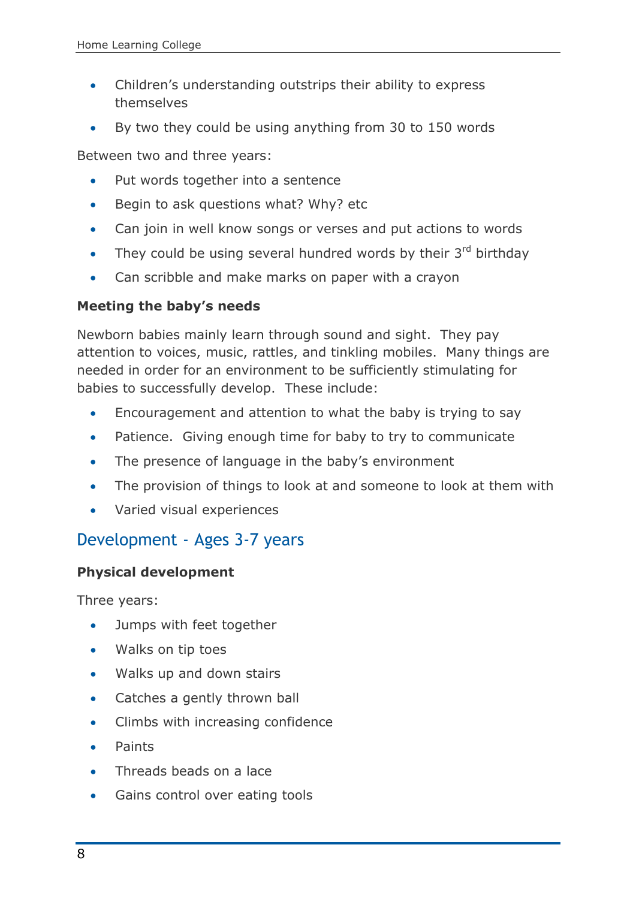- Children's understanding outstrips their ability to express themselves
- By two they could be using anything from 30 to 150 words

Between two and three years:

- Put words together into a sentence
- Begin to ask questions what? Why? etc
- Can join in well know songs or verses and put actions to words
- They could be using several hundred words by their 3rd birthday
- Can scribble and make marks on paper with a crayon

**Meeting the baby's needs**

Newborn babies mainly learn through sound and sight. They pay attention to voices, music, rattles, and tinkling mobiles. Many things are needed in order for an environment to be sufficiently stimulating for babies to successfully develop. These include:

- Encouragement and attention to what the baby is trying to say
- Patience. Giving enough time for baby to try to communicate
- The presence of language in the baby's environment
- The provision of things to look at and someone to look at them with
- Varied visual experiences

## Development - Ages 3-7 years

**Physical development**

Three years:

- Jumps with feet together
- Walks on tip toes
- Walks up and down stairs
- Catches a gently thrown ball
- Climbs with increasing confidence
- Paints
- Threads beads on a lace
- Gains control over eating tools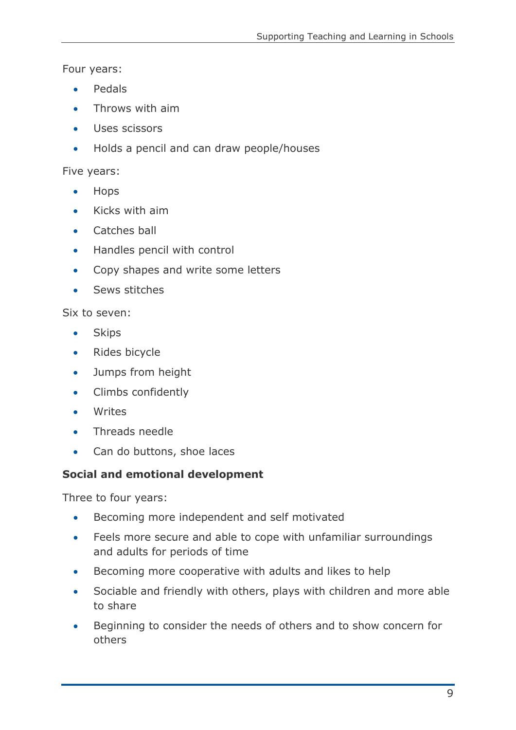Four years:

- Pedals
- Throws with aim
- Uses scissors
- Holds a pencil and can draw people/houses

Five years:

- Hops
- Kicks with aim
- Catches ball
- Handles pencil with control
- Copy shapes and write some letters
- Sews stitches

Six to seven:

- Skips
- Rides bicycle
- Jumps from height
- Climbs confidently
- Writes
- Threads needle
- Can do buttons, shoe laces

**Social and emotional development**

Three to four years:

- Becoming more independent and self motivated
- Feels more secure and able to cope with unfamiliar surroundings and adults for periods of time
- Becoming more cooperative with adults and likes to help
- Sociable and friendly with others, plays with children and more able to share
- Beginning to consider the needs of others and to show concern for others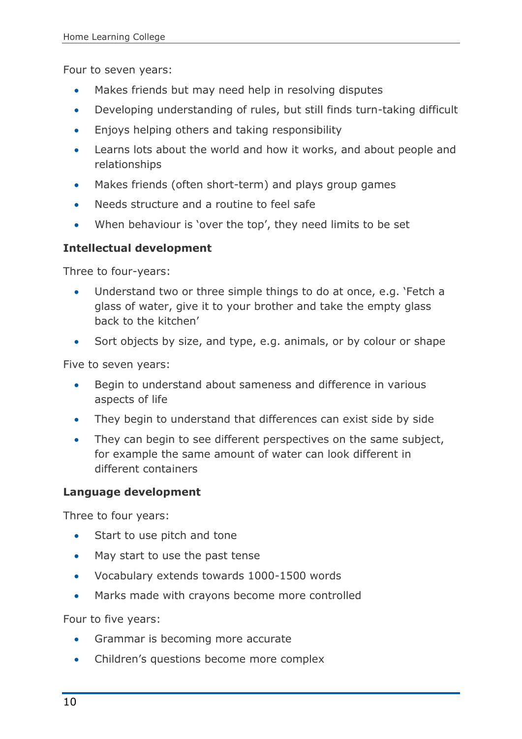Four to seven years:

- Makes friends but may need help in resolving disputes
- Developing understanding of rules, but still finds turn-taking difficult
- Enjoys helping others and taking responsibility
- Learns lots about the world and how it works, and about people and relationships
- Makes friends (often short-term) and plays group games
- Needs structure and a routine to feel safe
- When behaviour is 'over the top', they need limits to be set

**Intellectual development**

Three to four-years:

- Understand two or three simple things to do at once, e.g. 'Fetch a glass of water, give it to your brother and take the empty glass back to the kitchen'
- Sort objects by size, and type, e.g. animals, or by colour or shape

Five to seven years:

- Begin to understand about sameness and difference in various aspects of life
- They begin to understand that differences can exist side by side
- They can begin to see different perspectives on the same subject, for example the same amount of water can look different in different containers

**Language development**

Three to four years:

- Start to use pitch and tone
- May start to use the past tense
- Vocabulary extends towards 1000-1500 words
- Marks made with crayons become more controlled

Four to five years:

- Grammar is becoming more accurate
- Children's questions become more complex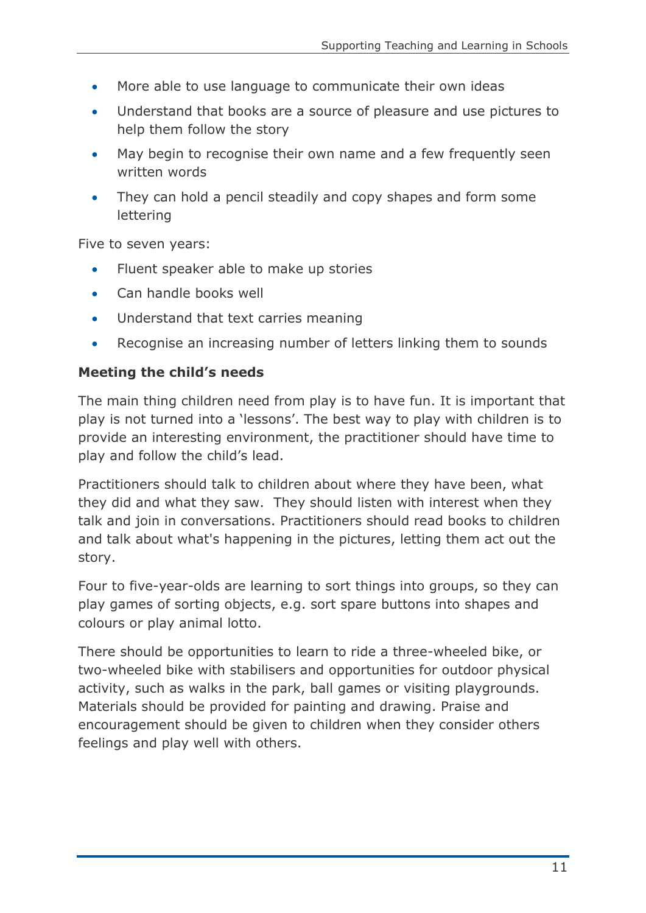- More able to use language to communicate their own ideas
- Understand that books are a source of pleasure and use pictures to help them follow the story
- May begin to recognise their own name and a few frequently seen written words
- They can hold a pencil steadily and copy shapes and form some lettering

Five to seven years:

- Fluent speaker able to make up stories
- Can handle books well
- Understand that text carries meaning
- Recognise an increasing number of letters linking them to sounds

**Meeting the child's needs**

The main thing children need from play is to have fun. It is important that play is not turned into a 'lessons'. The best way to play with children is to provide an interesting environment, the practitioner should have time to play and follow the child's lead.

Practitioners should talk to children about where they have been, what they did and what they saw. They should listen with interest when they talk and join in conversations. Practitioners should read books to children and talk about what's happening in the pictures, letting them act out the story.

Four to five-year-olds are learning to sort things into groups, so they can play games of sorting objects, e.g. sort spare buttons into shapes and colours or play animal lotto.

There should be opportunities to learn to ride a three-wheeled bike, or two-wheeled bike with stabilisers and opportunities for outdoor physical activity, such as walks in the park, ball games or visiting playgrounds. Materials should be provided for painting and drawing. Praise and encouragement should be given to children when they consider others feelings and play well with others.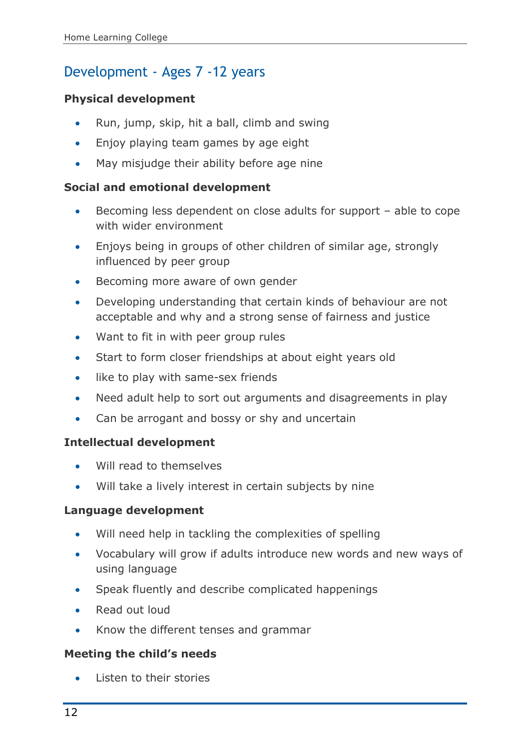## Development - Ages 7 -12 years

**Physical development**

- Run, jump, skip, hit a ball, climb and swing
- Enjoy playing team games by age eight
- May misjudge their ability before age nine

**Social and emotional development**

- Becoming less dependent on close adults for support – able to cope with wider environment
- Enjoys being in groups of other children of similar age, strongly influenced by peer group
- Becoming more aware of own gender
- Developing understanding that certain kinds of behaviour are not acceptable and why and a strong sense of fairness and justice
- Want to fit in with peer group rules
- Start to form closer friendships at about eight years old
- like to play with same-sex friends
- Need adult help to sort out arguments and disagreements in play
- Can be arrogant and bossy or shy and uncertain

**Intellectual development**

- Will read to themselves
- Will take a lively interest in certain subjects by nine

**Language development**

- Will need help in tackling the complexities of spelling
- Vocabulary will grow if adults introduce new words and new ways of using language
- Speak fluently and describe complicated happenings
- Read out loud
- Know the different tenses and grammar

**Meeting the child's needs**

- Listen to their stories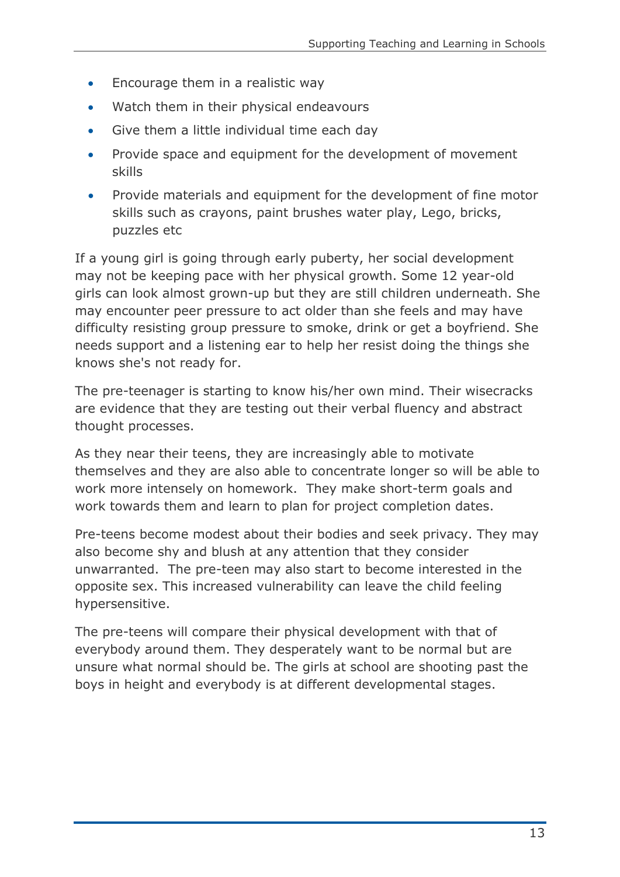- Encourage them in a realistic way
- Watch them in their physical endeavours
- Give them a little individual time each day
- Provide space and equipment for the development of movement skills
- Provide materials and equipment for the development of fine motor skills such as crayons, paint brushes water play, Lego, bricks, puzzles etc

If a young girl is going through early puberty, her social development may not be keeping pace with her physical growth. Some 12 year-old girls can look almost grown-up but they are still children underneath. She may encounter peer pressure to act older than she feels and may have difficulty resisting group pressure to smoke, drink or get a boyfriend. She needs support and a listening ear to help her resist doing the things she knows she's not ready for.

The pre-teenager is starting to know his/her own mind. Their wisecracks are evidence that they are testing out their verbal fluency and abstract thought processes.

As they near their teens, they are increasingly able to motivate themselves and they are also able to concentrate longer so will be able to work more intensely on homework. They make short-term goals and work towards them and learn to plan for project completion dates.

Pre-teens become modest about their bodies and seek privacy. They may also become shy and blush at any attention that they consider unwarranted. The pre-teen may also start to become interested in the opposite sex. This increased vulnerability can leave the child feeling hypersensitive.

The pre-teens will compare their physical development with that of everybody around them. They desperately want to be normal but are unsure what normal should be. The girls at school are shooting past the boys in height and everybody is at different developmental stages.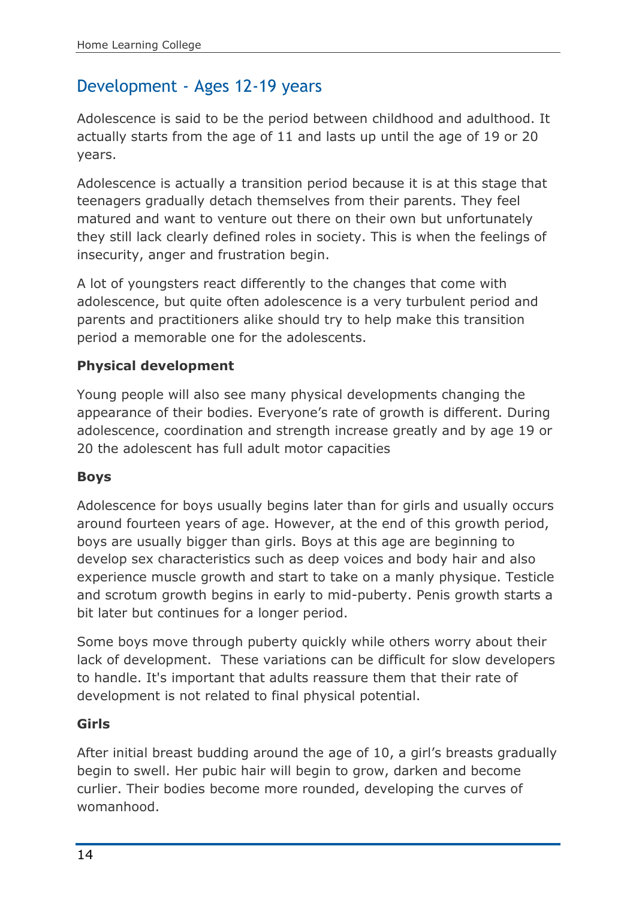## Development - Ages 12-19 years

Adolescence is said to be the period between childhood and adulthood. It actually starts from the age of 11 and lasts up until the age of 19 or 20 years.

Adolescence is actually a transition period because it is at this stage that teenagers gradually detach themselves from their parents. They feel matured and want to venture out there on their own but unfortunately they still lack clearly defined roles in society. This is when the feelings of insecurity, anger and frustration begin.

A lot of youngsters react differently to the changes that come with adolescence, but quite often adolescence is a very turbulent period and parents and practitioners alike should try to help make this transition period a memorable one for the adolescents.

**Physical development**

Young people will also see many physical developments changing the appearance of their bodies. Everyone's rate of growth is different. During adolescence, coordination and strength increase greatly and by age 19 or 20 the adolescent has full adult motor capacities

**Boys**

Adolescence for boys usually begins later than for girls and usually occurs around fourteen years of age. However, at the end of this growth period, boys are usually bigger than girls. Boys at this age are beginning to develop sex characteristics such as deep voices and body hair and also experience muscle growth and start to take on a manly physique. Testicle and scrotum growth begins in early to mid-puberty. Penis growth starts a bit later but continues for a longer period.

Some boys move through puberty quickly while others worry about their lack of development. These variations can be difficult for slow developers to handle. It's important that adults reassure them that their rate of development is not related to final physical potential.

**Girls**

After initial breast budding around the age of 10, a girl's breasts gradually begin to swell. Her pubic hair will begin to grow, darken and become curlier. Their bodies become more rounded, developing the curves of womanhood.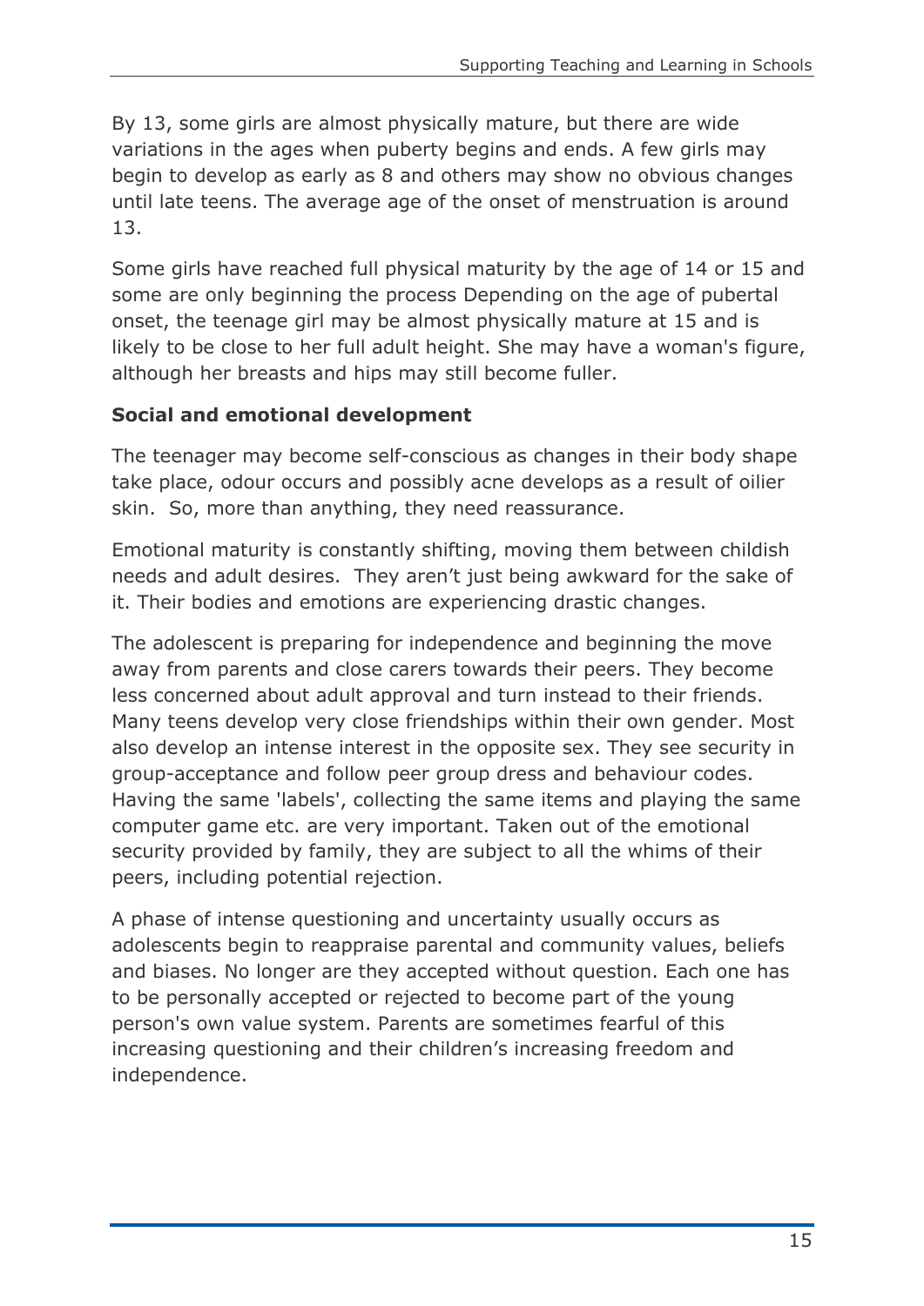By 13, some girls are almost physically mature, but there are wide variations in the ages when puberty begins and ends. A few girls may begin to develop as early as 8 and others may show no obvious changes until late teens. The average age of the onset of menstruation is around 13.

Some girls have reached full physical maturity by the age of 14 or 15 and some are only beginning the process Depending on the age of pubertal onset, the teenage girl may be almost physically mature at 15 and is likely to be close to her full adult height. She may have a woman's figure, although her breasts and hips may still become fuller.

**Social and emotional development**

The teenager may become self-conscious as changes in their body shape take place, odour occurs and possibly acne develops as a result of oilier skin. So, more than anything, they need reassurance.

Emotional maturity is constantly shifting, moving them between childish needs and adult desires. They aren't just being awkward for the sake of it. Their bodies and emotions are experiencing drastic changes.

The adolescent is preparing for independence and beginning the move away from parents and close carers towards their peers. They become less concerned about adult approval and turn instead to their friends. Many teens develop very close friendships within their own gender. Most also develop an intense interest in the opposite sex. They see security in group-acceptance and follow peer group dress and behaviour codes. Having the same 'labels', collecting the same items and playing the same computer game etc. are very important. Taken out of the emotional security provided by family, they are subject to all the whims of their peers, including potential rejection.

A phase of intense questioning and uncertainty usually occurs as adolescents begin to reappraise parental and community values, beliefs and biases. No longer are they accepted without question. Each one has to be personally accepted or rejected to become part of the young person's own value system. Parents are sometimes fearful of this increasing questioning and their children's increasing freedom and independence.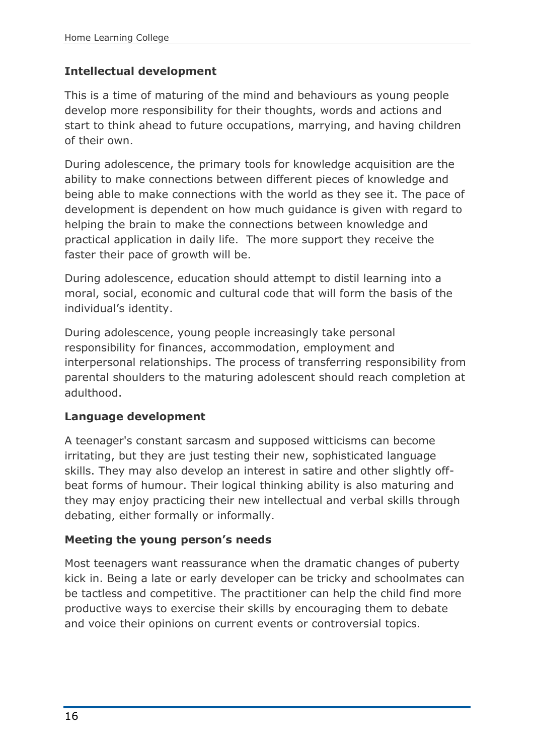**Intellectual development**

This is a time of maturing of the mind and behaviours as young people develop more responsibility for their thoughts, words and actions and start to think ahead to future occupations, marrying, and having children of their own.

During adolescence, the primary tools for knowledge acquisition are the ability to make connections between different pieces of knowledge and being able to make connections with the world as they see it. The pace of development is dependent on how much guidance is given with regard to helping the brain to make the connections between knowledge and practical application in daily life. The more support they receive the faster their pace of growth will be.

During adolescence, education should attempt to distil learning into a moral, social, economic and cultural code that will form the basis of the individual's identity.

During adolescence, young people increasingly take personal responsibility for finances, accommodation, employment and interpersonal relationships. The process of transferring responsibility from parental shoulders to the maturing adolescent should reach completion at adulthood.

**Language development**

A teenager's constant sarcasm and supposed witticisms can become irritating, but they are just testing their new, sophisticated language skills. They may also develop an interest in satire and other slightly off-beat forms of humour. Their logical thinking ability is also maturing and they may enjoy practicing their new intellectual and verbal skills through debating, either formally or informally.

**Meeting the young person's needs**

Most teenagers want reassurance when the dramatic changes of puberty kick in. Being a late or early developer can be tricky and schoolmates can be tactless and competitive. The practitioner can help the child find more productive ways to exercise their skills by encouraging them to debate and voice their opinions on current events or controversial topics.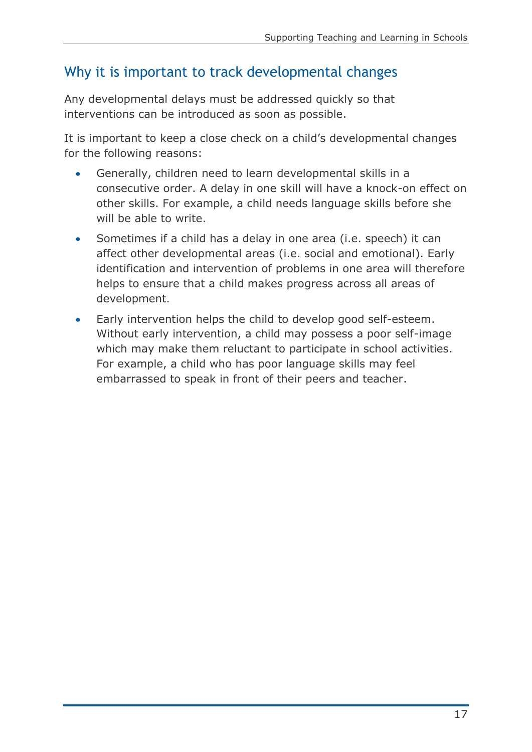## Why it is important to track developmental changes

Any developmental delays must be addressed quickly so that interventions can be introduced as soon as possible.

It is important to keep a close check on a child's developmental changes for the following reasons:

- Generally, children need to learn developmental skills in a consecutive order. A delay in one skill will have a knock-on effect on other skills. For example, a child needs language skills before she will be able to write.
- Sometimes if a child has a delay in one area (i.e. speech) it can affect other developmental areas (i.e. social and emotional). Early identification and intervention of problems in one area will therefore helps to ensure that a child makes progress across all areas of development.
- Early intervention helps the child to develop good self-esteem. Without early intervention, a child may possess a poor self-image which may make them reluctant to participate in school activities. For example, a child who has poor language skills may feel embarrassed to speak in front of their peers and teacher.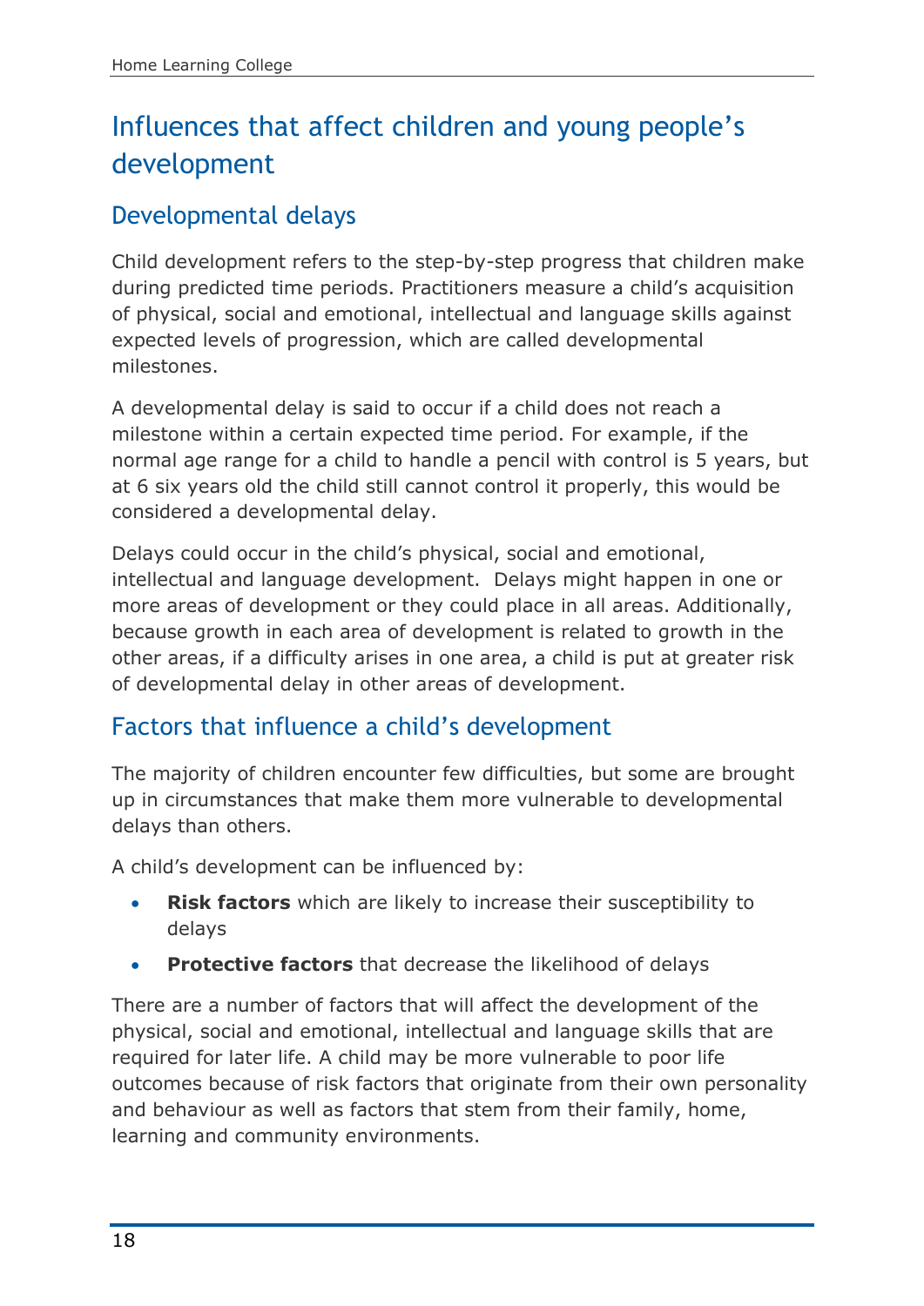# Influences that affect children and young people's development

## Developmental delays

Child development refers to the step-by-step progress that children make during predicted time periods. Practitioners measure a child's acquisition of physical, social and emotional, intellectual and language skills against expected levels of progression, which are called developmental milestones.

A developmental delay is said to occur if a child does not reach a milestone within a certain expected time period. For example, if the normal age range for a child to handle a pencil with control is 5 years, but at 6 six years old the child still cannot control it properly, this would be considered a developmental delay.

Delays could occur in the child's physical, social and emotional, intellectual and language development.  Delays might happen in one or more areas of development or they could place in all areas. Additionally, because growth in each area of development is related to growth in the other areas, if a difficulty arises in one area, a child is put at greater risk of developmental delay in other areas of development.

## Factors that influence a child's development

The majority of children encounter few difficulties, but some are brought up in circumstances that make them more vulnerable to developmental delays than others.

A child's development can be influenced by:

- **Risk factors** which are likely to increase their susceptibility to delays
- **Protective factors** that decrease the likelihood of delays

There are a number of factors that will affect the development of the physical, social and emotional, intellectual and language skills that are required for later life. A child may be more vulnerable to poor life outcomes because of risk factors that originate from their own personality and behaviour as well as factors that stem from their family, home, learning and community environments.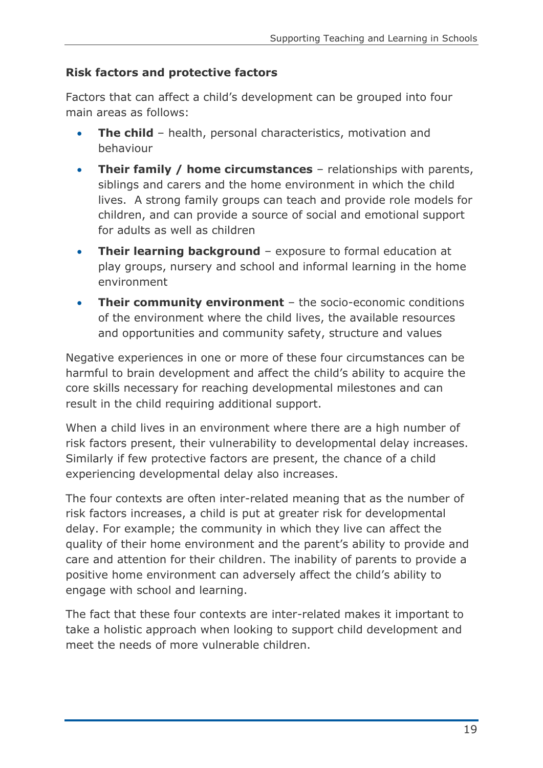### Risk factors and protective factors

Factors that can affect a child's development can be grouped into four main areas as follows:

- **The child** – health, personal characteristics, motivation and behaviour
- **Their family / home circumstances** – relationships with parents, siblings and carers and the home environment in which the child lives.  A strong family groups can teach and provide role models for children, and can provide a source of social and emotional support for adults as well as children
- **Their learning background** – exposure to formal education at play groups, nursery and school and informal learning in the home environment
- **Their community environment** – the socio-economic conditions of the environment where the child lives, the available resources and opportunities and community safety, structure and values

Negative experiences in one or more of these four circumstances can be harmful to brain development and affect the child's ability to acquire the core skills necessary for reaching developmental milestones and can result in the child requiring additional support.

When a child lives in an environment where there are a high number of risk factors present, their vulnerability to developmental delay increases. Similarly if few protective factors are present, the chance of a child experiencing developmental delay also increases.

The four contexts are often inter-related meaning that as the number of risk factors increases, a child is put at greater risk for developmental delay. For example; the community in which they live can affect the quality of their home environment and the parent's ability to provide and care and attention for their children. The inability of parents to provide a positive home environment can adversely affect the child's ability to engage with school and learning.

The fact that these four contexts are inter-related makes it important to take a holistic approach when looking to support child development and meet the needs of more vulnerable children.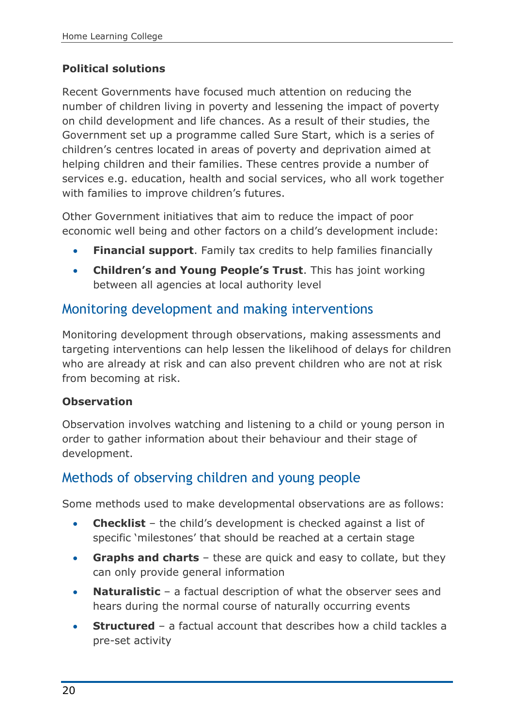**Political solutions**

Recent Governments have focused much attention on reducing the number of children living in poverty and lessening the impact of poverty on child development and life chances. As a result of their studies, the Government set up a programme called Sure Start, which is a series of children's centres located in areas of poverty and deprivation aimed at helping children and their families. These centres provide a number of services e.g. education, health and social services, who all work together with families to improve children's futures.

Other Government initiatives that aim to reduce the impact of poor economic well being and other factors on a child's development include:

- **Financial support**. Family tax credits to help families financially
- **Children's and Young People's Trust**. This has joint working between all agencies at local authority level

## Monitoring development and making interventions

Monitoring development through observations, making assessments and targeting interventions can help lessen the likelihood of delays for children who are already at risk and can also prevent children who are not at risk from becoming at risk.

**Observation**

Observation involves watching and listening to a child or young person in order to gather information about their behaviour and their stage of development.

## Methods of observing children and young people

Some methods used to make developmental observations are as follows:

- **Checklist** – the child's development is checked against a list of specific 'milestones' that should be reached at a certain stage
- **Graphs and charts** – these are quick and easy to collate, but they can only provide general information
- **Naturalistic** – a factual description of what the observer sees and hears during the normal course of naturally occurring events
- **Structured** – a factual account that describes how a child tackles a pre-set activity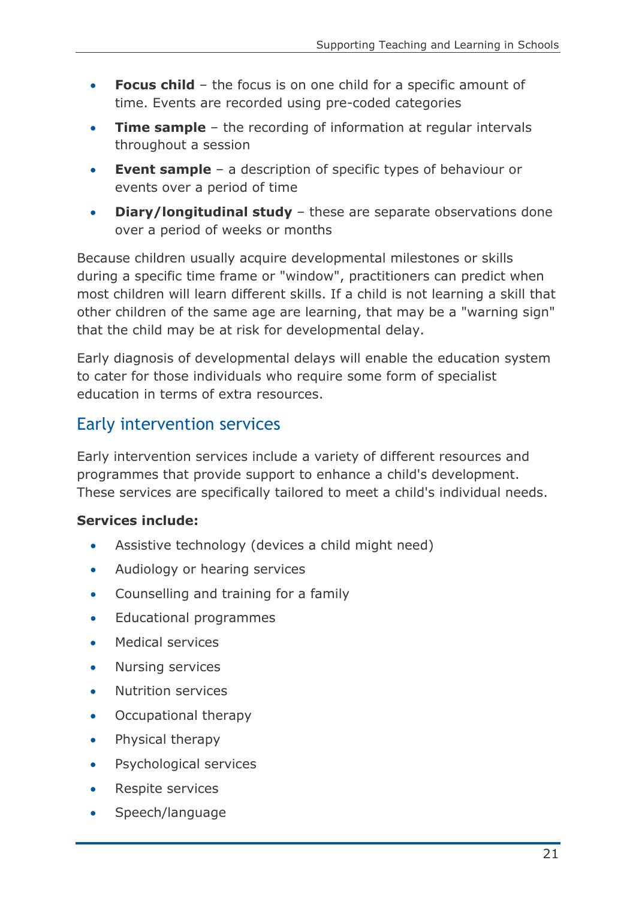- **Focus child** – the focus is on one child for a specific amount of time. Events are recorded using pre-coded categories
- **Time sample** – the recording of information at regular intervals throughout a session
- **Event sample** – a description of specific types of behaviour or events over a period of time
- **Diary/longitudinal study** – these are separate observations done over a period of weeks or months

Because children usually acquire developmental milestones or skills during a specific time frame or "window", practitioners can predict when most children will learn different skills. If a child is not learning a skill that other children of the same age are learning, that may be a "warning sign" that the child may be at risk for developmental delay.

Early diagnosis of developmental delays will enable the education system to cater for those individuals who require some form of specialist education in terms of extra resources.

## Early intervention services

Early intervention services include a variety of different resources and programmes that provide support to enhance a child's development. These services are specifically tailored to meet a child's individual needs.

**Services include:**

- Assistive technology (devices a child might need)
- Audiology or hearing services
- Counselling and training for a family
- Educational programmes
- Medical services
- Nursing services
- Nutrition services
- Occupational therapy
- Physical therapy
- Psychological services
- Respite services
- Speech/language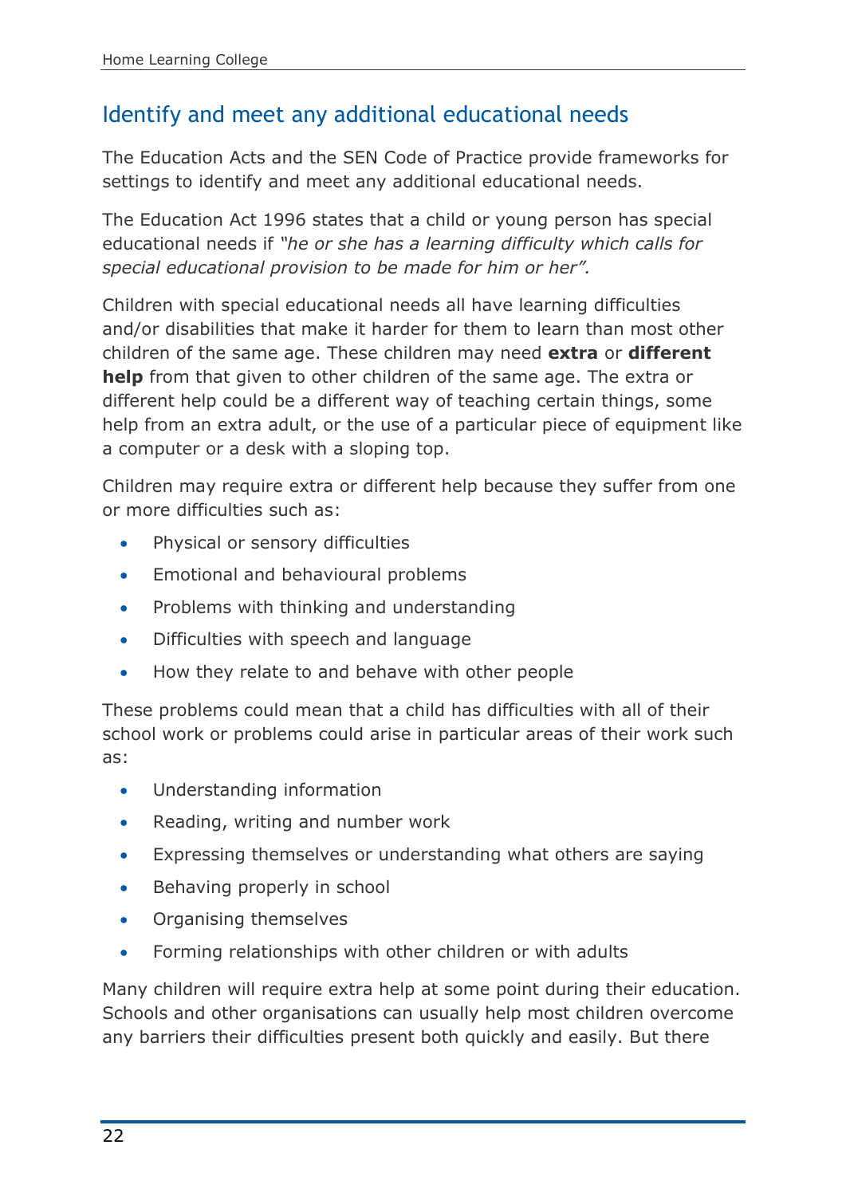## Identify and meet any additional educational needs

The Education Acts and the SEN Code of Practice provide frameworks for settings to identify and meet any additional educational needs.

The Education Act 1996 states that a child or young person has special educational needs if *"he or she has a learning difficulty which calls for special educational provision to be made for him or her".*

Children with special educational needs all have learning difficulties and/or disabilities that make it harder for them to learn than most other children of the same age. These children may need **extra** or **different help** from that given to other children of the same age. The extra or different help could be a different way of teaching certain things, some help from an extra adult, or the use of a particular piece of equipment like a computer or a desk with a sloping top.

Children may require extra or different help because they suffer from one or more difficulties such as:

- Physical or sensory difficulties
- Emotional and behavioural problems
- Problems with thinking and understanding
- Difficulties with speech and language
- How they relate to and behave with other people

These problems could mean that a child has difficulties with all of their school work or problems could arise in particular areas of their work such as:

- Understanding information
- Reading, writing and number work
- Expressing themselves or understanding what others are saying
- Behaving properly in school
- Organising themselves
- Forming relationships with other children or with adults

Many children will require extra help at some point during their education. Schools and other organisations can usually help most children overcome any barriers their difficulties present both quickly and easily. But there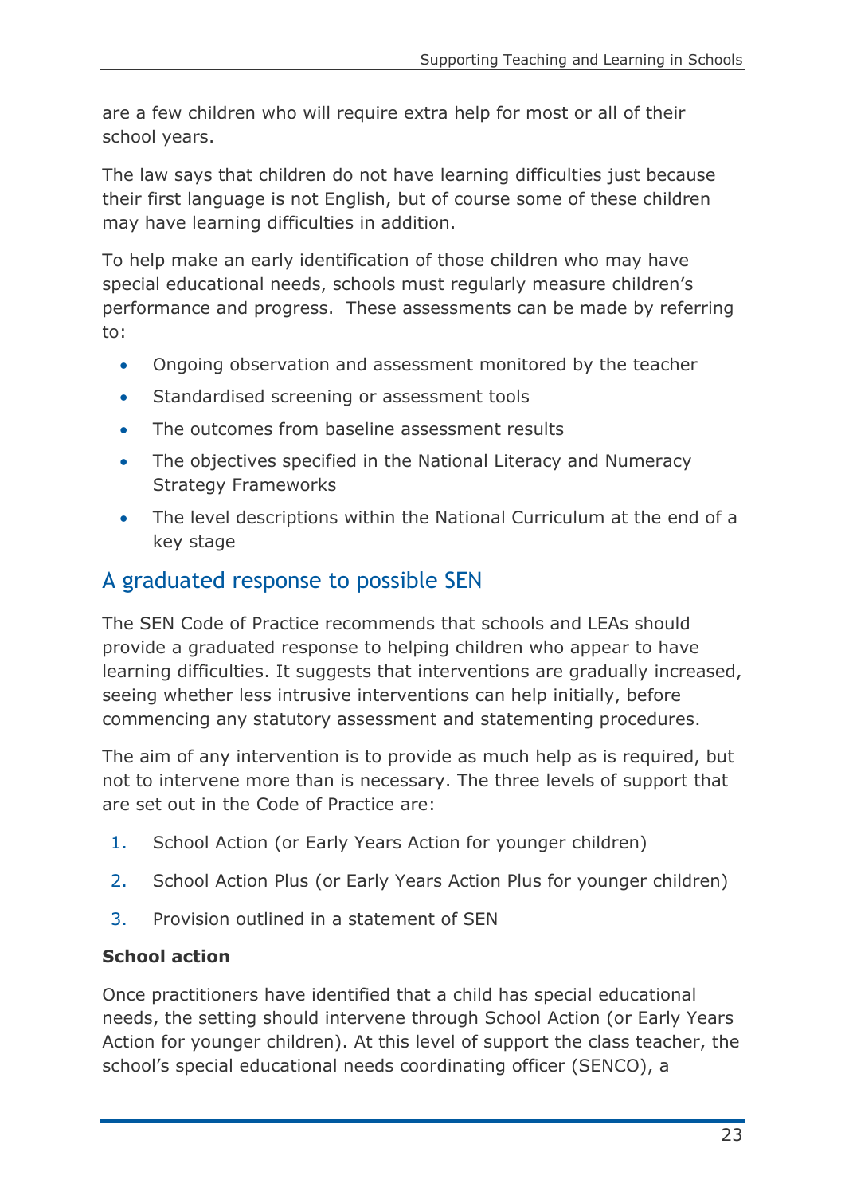are a few children who will require extra help for most or all of their school years.

The law says that children do not have learning difficulties just because their first language is not English, but of course some of these children may have learning difficulties in addition.

To help make an early identification of those children who may have special educational needs, schools must regularly measure children's performance and progress. These assessments can be made by referring to:

- Ongoing observation and assessment monitored by the teacher
- Standardised screening or assessment tools
- The outcomes from baseline assessment results
- The objectives specified in the National Literacy and Numeracy Strategy Frameworks
- The level descriptions within the National Curriculum at the end of a key stage

## A graduated response to possible SEN

The SEN Code of Practice recommends that schools and LEAs should provide a graduated response to helping children who appear to have learning difficulties. It suggests that interventions are gradually increased, seeing whether less intrusive interventions can help initially, before commencing any statutory assessment and statementing procedures.

The aim of any intervention is to provide as much help as is required, but not to intervene more than is necessary. The three levels of support that are set out in the Code of Practice are:

1. School Action (or Early Years Action for younger children)
2. School Action Plus (or Early Years Action Plus for younger children)
3. Provision outlined in a statement of SEN

**School action**

Once practitioners have identified that a child has special educational needs, the setting should intervene through School Action (or Early Years Action for younger children). At this level of support the class teacher, the school's special educational needs coordinating officer (SENCO), a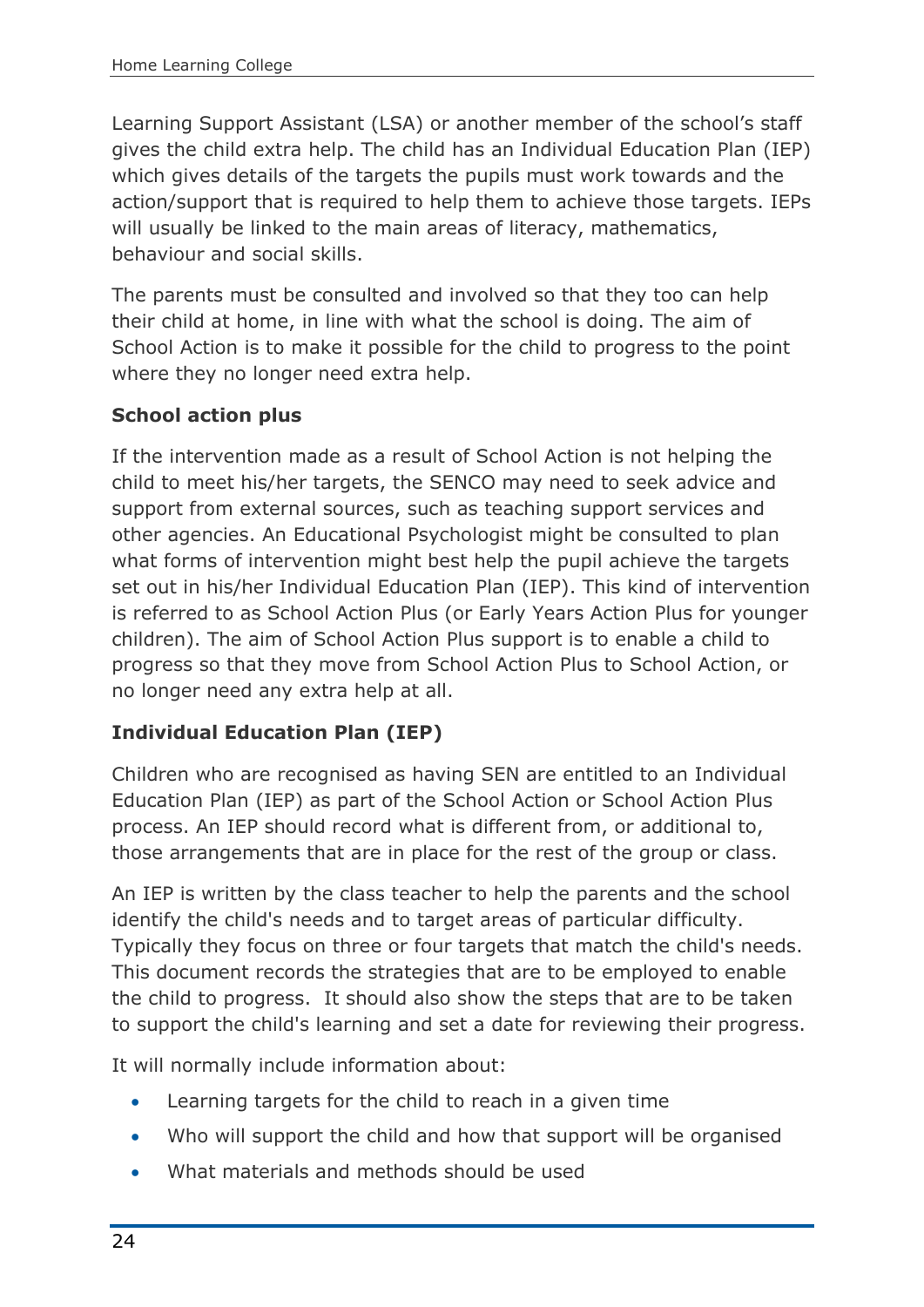Learning Support Assistant (LSA) or another member of the school's staff gives the child extra help. The child has an Individual Education Plan (IEP) which gives details of the targets the pupils must work towards and the action/support that is required to help them to achieve those targets. IEPs will usually be linked to the main areas of literacy, mathematics, behaviour and social skills.

The parents must be consulted and involved so that they too can help their child at home, in line with what the school is doing. The aim of School Action is to make it possible for the child to progress to the point where they no longer need extra help.

**School action plus**

If the intervention made as a result of School Action is not helping the child to meet his/her targets, the SENCO may need to seek advice and support from external sources, such as teaching support services and other agencies. An Educational Psychologist might be consulted to plan what forms of intervention might best help the pupil achieve the targets set out in his/her Individual Education Plan (IEP). This kind of intervention is referred to as School Action Plus (or Early Years Action Plus for younger children). The aim of School Action Plus support is to enable a child to progress so that they move from School Action Plus to School Action, or no longer need any extra help at all.

**Individual Education Plan (IEP)**

Children who are recognised as having SEN are entitled to an Individual Education Plan (IEP) as part of the School Action or School Action Plus process. An IEP should record what is different from, or additional to, those arrangements that are in place for the rest of the group or class.

An IEP is written by the class teacher to help the parents and the school identify the child's needs and to target areas of particular difficulty. Typically they focus on three or four targets that match the child's needs. This document records the strategies that are to be employed to enable the child to progress. It should also show the steps that are to be taken to support the child's learning and set a date for reviewing their progress.

It will normally include information about:

- Learning targets for the child to reach in a given time
- Who will support the child and how that support will be organised
- What materials and methods should be used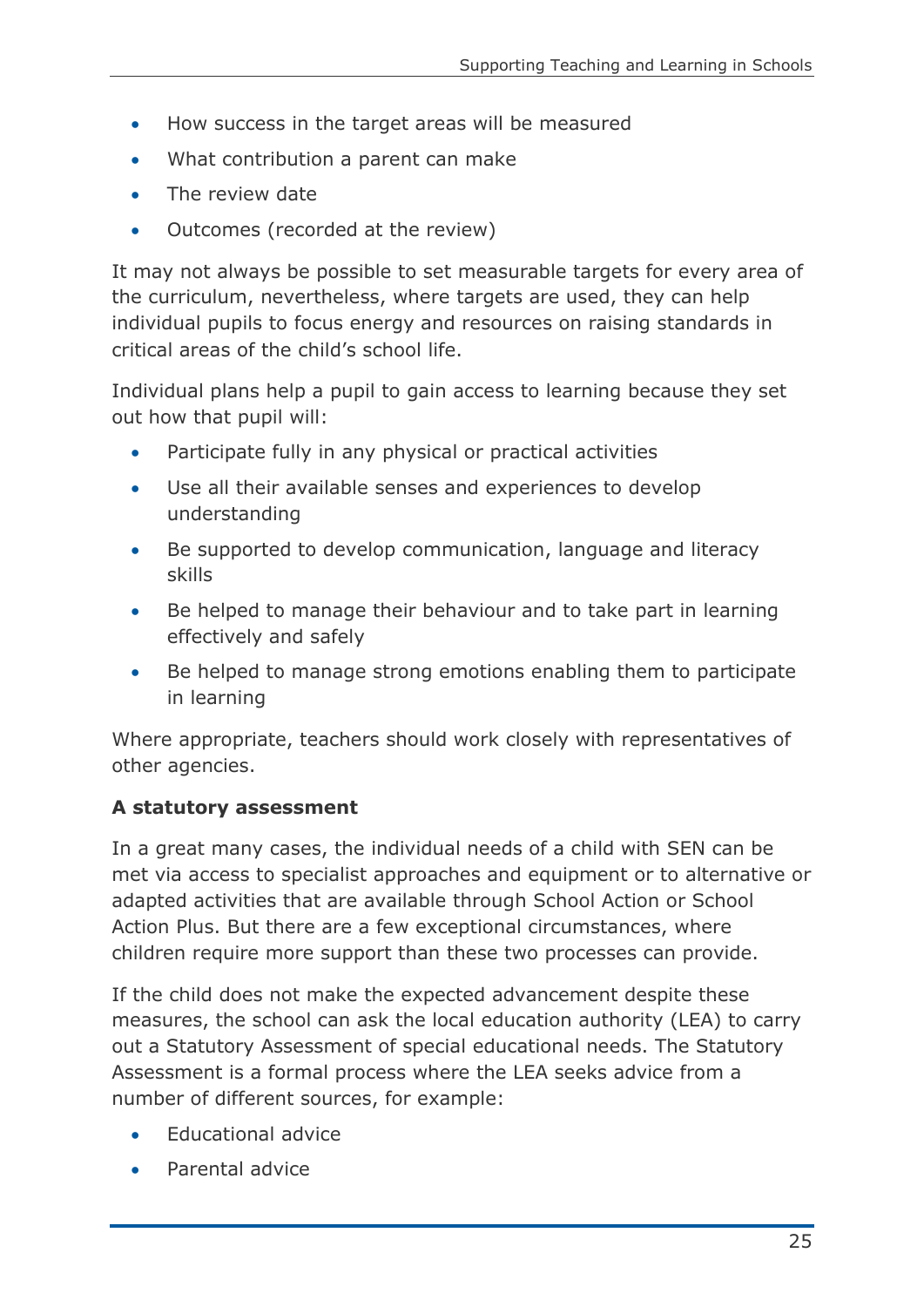- How success in the target areas will be measured
- What contribution a parent can make
- The review date
- Outcomes (recorded at the review)

It may not always be possible to set measurable targets for every area of the curriculum, nevertheless, where targets are used, they can help individual pupils to focus energy and resources on raising standards in critical areas of the child's school life.

Individual plans help a pupil to gain access to learning because they set out how that pupil will:

- Participate fully in any physical or practical activities
- Use all their available senses and experiences to develop understanding
- Be supported to develop communication, language and literacy skills
- Be helped to manage their behaviour and to take part in learning effectively and safely
- Be helped to manage strong emotions enabling them to participate in learning

Where appropriate, teachers should work closely with representatives of other agencies.

**A statutory assessment**

In a great many cases, the individual needs of a child with SEN can be met via access to specialist approaches and equipment or to alternative or adapted activities that are available through School Action or School Action Plus. But there are a few exceptional circumstances, where children require more support than these two processes can provide.

If the child does not make the expected advancement despite these measures, the school can ask the local education authority (LEA) to carry out a Statutory Assessment of special educational needs. The Statutory Assessment is a formal process where the LEA seeks advice from a number of different sources, for example:

- Educational advice
- Parental advice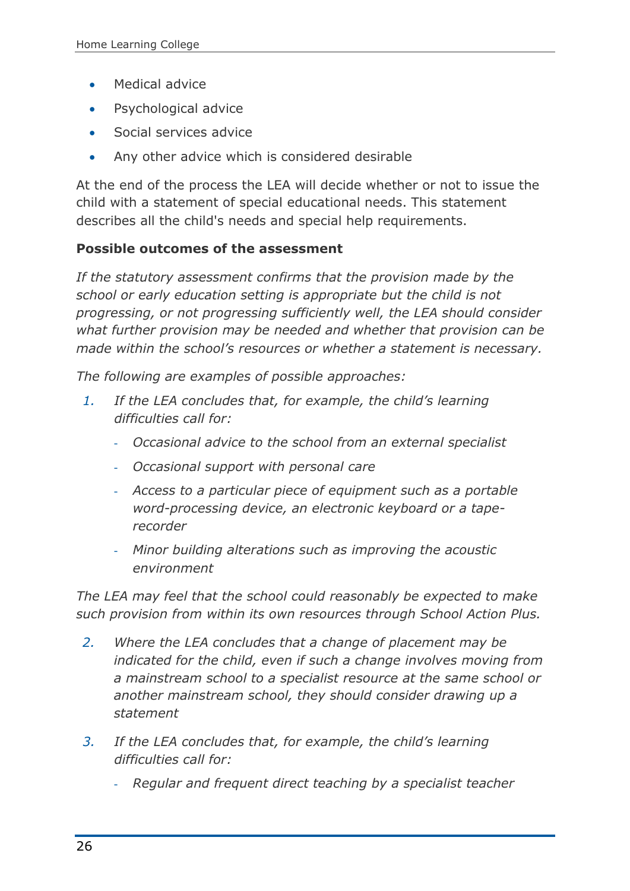- Medical advice
- Psychological advice
- Social services advice
- Any other advice which is considered desirable

At the end of the process the LEA will decide whether or not to issue the child with a statement of special educational needs. This statement describes all the child's needs and special help requirements.

**Possible outcomes of the assessment**

*If the statutory assessment confirms that the provision made by the school or early education setting is appropriate but the child is not progressing, or not progressing sufficiently well, the LEA should consider what further provision may be needed and whether that provision can be made within the school's resources or whether a statement is necessary.*

*The following are examples of possible approaches:*

1. *If the LEA concludes that, for example, the child's learning difficulties call for:*
   - *Occasional advice to the school from an external specialist*
   - *Occasional support with personal care*
   - *Access to a particular piece of equipment such as a portable word-processing device, an electronic keyboard or a tape-recorder*
   - *Minor building alterations such as improving the acoustic environment*

*The LEA may feel that the school could reasonably be expected to make such provision from within its own resources through School Action Plus.*

2. *Where the LEA concludes that a change of placement may be indicated for the child, even if such a change involves moving from a mainstream school to a specialist resource at the same school or another mainstream school, they should consider drawing up a statement*

3. *If the LEA concludes that, for example, the child's learning difficulties call for:*
   - *Regular and frequent direct teaching by a specialist teacher*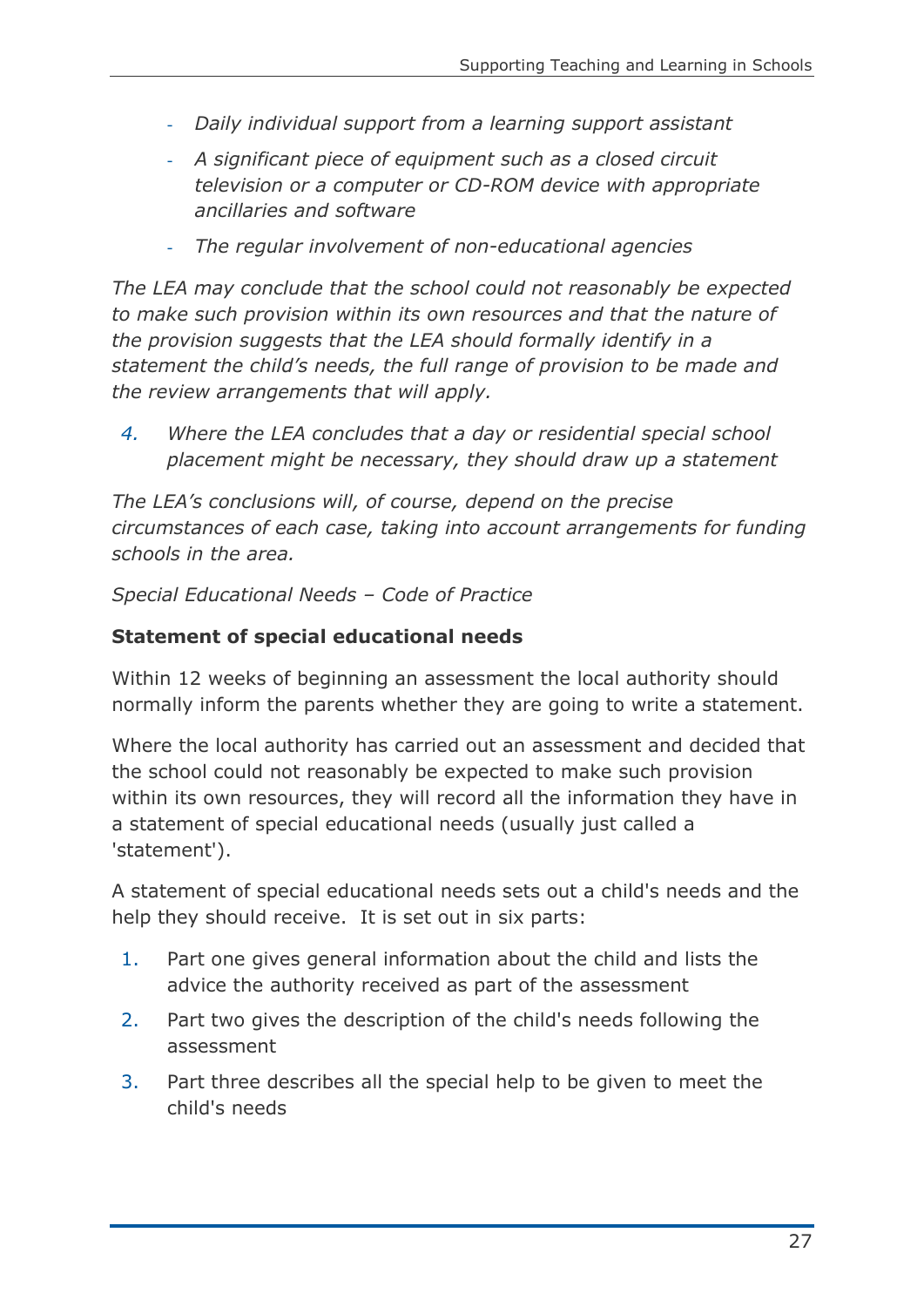- *Daily individual support from a learning support assistant*
- *A significant piece of equipment such as a closed circuit television or a computer or CD-ROM device with appropriate ancillaries and software*
- *The regular involvement of non-educational agencies*

*The LEA may conclude that the school could not reasonably be expected to make such provision within its own resources and that the nature of the provision suggests that the LEA should formally identify in a statement the child's needs, the full range of provision to be made and the review arrangements that will apply.*

4. *Where the LEA concludes that a day or residential special school placement might be necessary, they should draw up a statement*

*The LEA's conclusions will, of course, depend on the precise circumstances of each case, taking into account arrangements for funding schools in the area.*

*Special Educational Needs – Code of Practice*

**Statement of special educational needs**

Within 12 weeks of beginning an assessment the local authority should normally inform the parents whether they are going to write a statement.

Where the local authority has carried out an assessment and decided that the school could not reasonably be expected to make such provision within its own resources, they will record all the information they have in a statement of special educational needs (usually just called a 'statement').

A statement of special educational needs sets out a child's needs and the help they should receive. It is set out in six parts:

1. Part one gives general information about the child and lists the advice the authority received as part of the assessment
2. Part two gives the description of the child's needs following the assessment
3. Part three describes all the special help to be given to meet the child's needs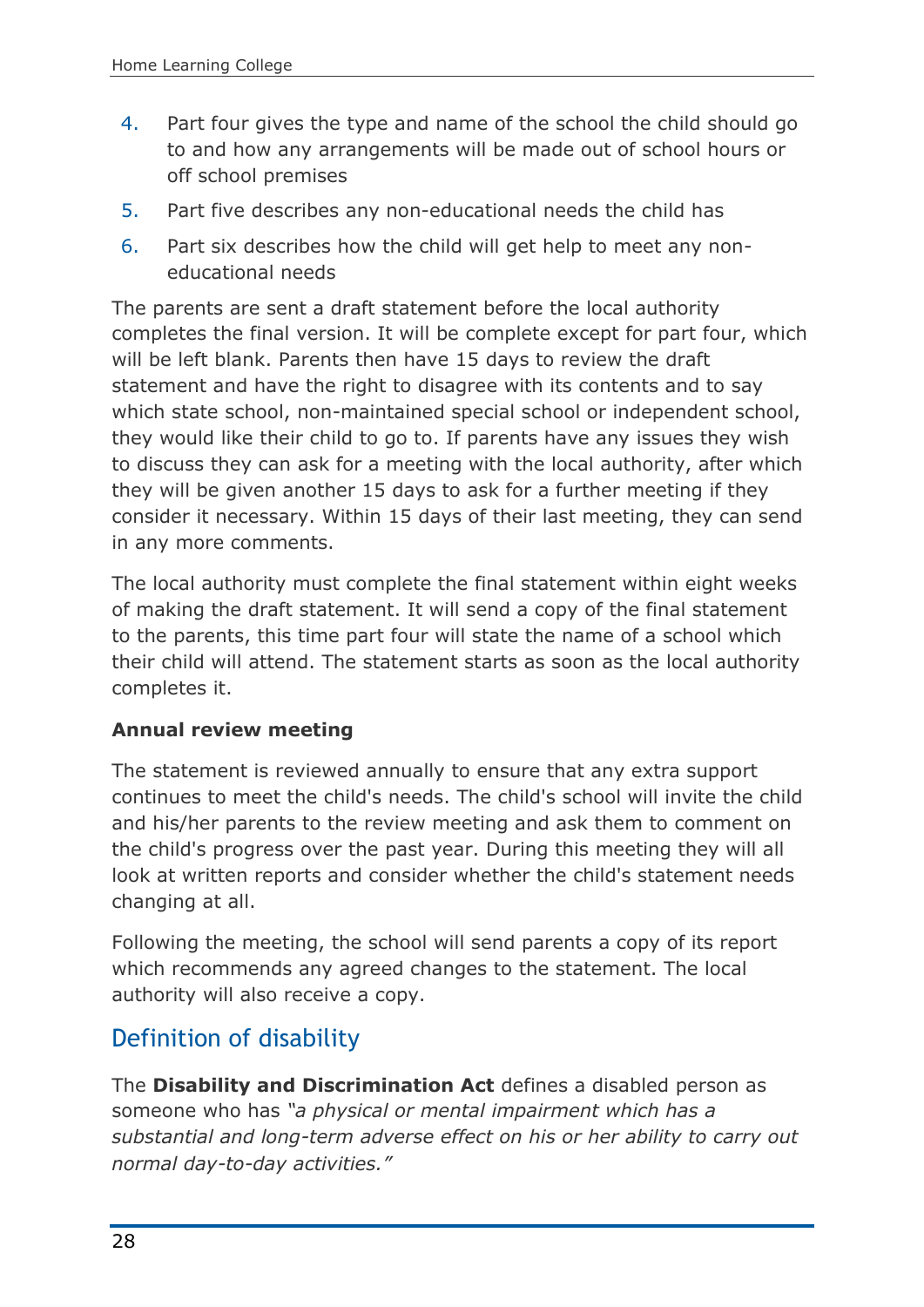4. Part four gives the type and name of the school the child should go to and how any arrangements will be made out of school hours or off school premises
5. Part five describes any non-educational needs the child has
6. Part six describes how the child will get help to meet any non-educational needs

The parents are sent a draft statement before the local authority completes the final version. It will be complete except for part four, which will be left blank. Parents then have 15 days to review the draft statement and have the right to disagree with its contents and to say which state school, non-maintained special school or independent school, they would like their child to go to. If parents have any issues they wish to discuss they can ask for a meeting with the local authority, after which they will be given another 15 days to ask for a further meeting if they consider it necessary. Within 15 days of their last meeting, they can send in any more comments.

The local authority must complete the final statement within eight weeks of making the draft statement. It will send a copy of the final statement to the parents, this time part four will state the name of a school which their child will attend. The statement starts as soon as the local authority completes it.

**Annual review meeting**

The statement is reviewed annually to ensure that any extra support continues to meet the child's needs. The child's school will invite the child and his/her parents to the review meeting and ask them to comment on the child's progress over the past year. During this meeting they will all look at written reports and consider whether the child's statement needs changing at all.

Following the meeting, the school will send parents a copy of its report which recommends any agreed changes to the statement. The local authority will also receive a copy.

## Definition of disability

The **Disability and Discrimination Act** defines a disabled person as someone who has *"a physical or mental impairment which has a substantial and long-term adverse effect on his or her ability to carry out normal day-to-day activities."*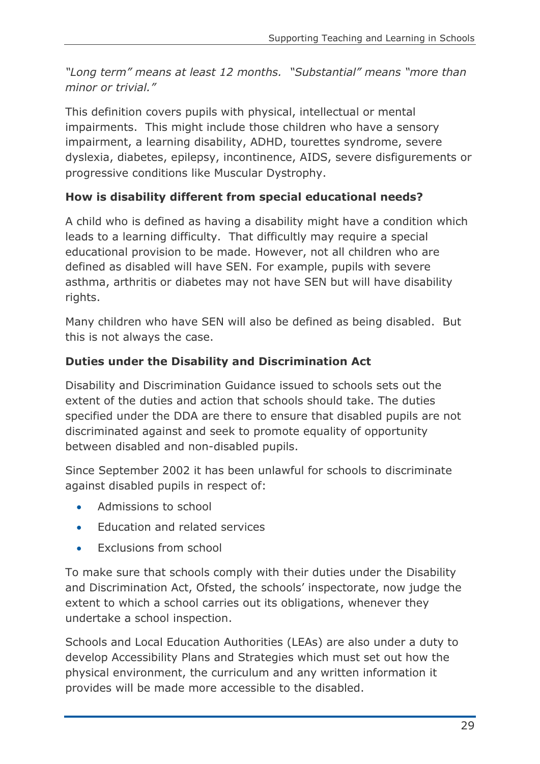*"Long term" means at least 12 months. "Substantial" means "more than minor or trivial."*

This definition covers pupils with physical, intellectual or mental impairments. This might include those children who have a sensory impairment, a learning disability, ADHD, tourettes syndrome, severe dyslexia, diabetes, epilepsy, incontinence, AIDS, severe disfigurements or progressive conditions like Muscular Dystrophy.

**How is disability different from special educational needs?**

A child who is defined as having a disability might have a condition which leads to a learning difficulty. That difficultly may require a special educational provision to be made. However, not all children who are defined as disabled will have SEN. For example, pupils with severe asthma, arthritis or diabetes may not have SEN but will have disability rights.

Many children who have SEN will also be defined as being disabled. But this is not always the case.

**Duties under the Disability and Discrimination Act**

Disability and Discrimination Guidance issued to schools sets out the extent of the duties and action that schools should take. The duties specified under the DDA are there to ensure that disabled pupils are not discriminated against and seek to promote equality of opportunity between disabled and non-disabled pupils.

Since September 2002 it has been unlawful for schools to discriminate against disabled pupils in respect of:

- Admissions to school
- Education and related services
- Exclusions from school

To make sure that schools comply with their duties under the Disability and Discrimination Act, Ofsted, the schools' inspectorate, now judge the extent to which a school carries out its obligations, whenever they undertake a school inspection.

Schools and Local Education Authorities (LEAs) are also under a duty to develop Accessibility Plans and Strategies which must set out how the physical environment, the curriculum and any written information it provides will be made more accessible to the disabled.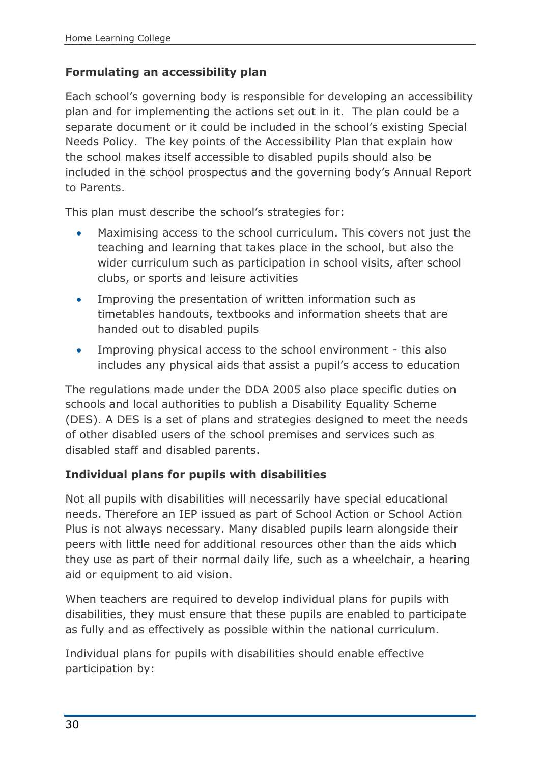### Formulating an accessibility plan

Each school's governing body is responsible for developing an accessibility plan and for implementing the actions set out in it. The plan could be a separate document or it could be included in the school's existing Special Needs Policy. The key points of the Accessibility Plan that explain how the school makes itself accessible to disabled pupils should also be included in the school prospectus and the governing body's Annual Report to Parents.

This plan must describe the school's strategies for:

- Maximising access to the school curriculum. This covers not just the teaching and learning that takes place in the school, but also the wider curriculum such as participation in school visits, after school clubs, or sports and leisure activities
- Improving the presentation of written information such as timetables handouts, textbooks and information sheets that are handed out to disabled pupils
- Improving physical access to the school environment - this also includes any physical aids that assist a pupil's access to education

The regulations made under the DDA 2005 also place specific duties on schools and local authorities to publish a Disability Equality Scheme (DES). A DES is a set of plans and strategies designed to meet the needs of other disabled users of the school premises and services such as disabled staff and disabled parents.

### Individual plans for pupils with disabilities

Not all pupils with disabilities will necessarily have special educational needs. Therefore an IEP issued as part of School Action or School Action Plus is not always necessary. Many disabled pupils learn alongside their peers with little need for additional resources other than the aids which they use as part of their normal daily life, such as a wheelchair, a hearing aid or equipment to aid vision.

When teachers are required to develop individual plans for pupils with disabilities, they must ensure that these pupils are enabled to participate as fully and as effectively as possible within the national curriculum.

Individual plans for pupils with disabilities should enable effective participation by: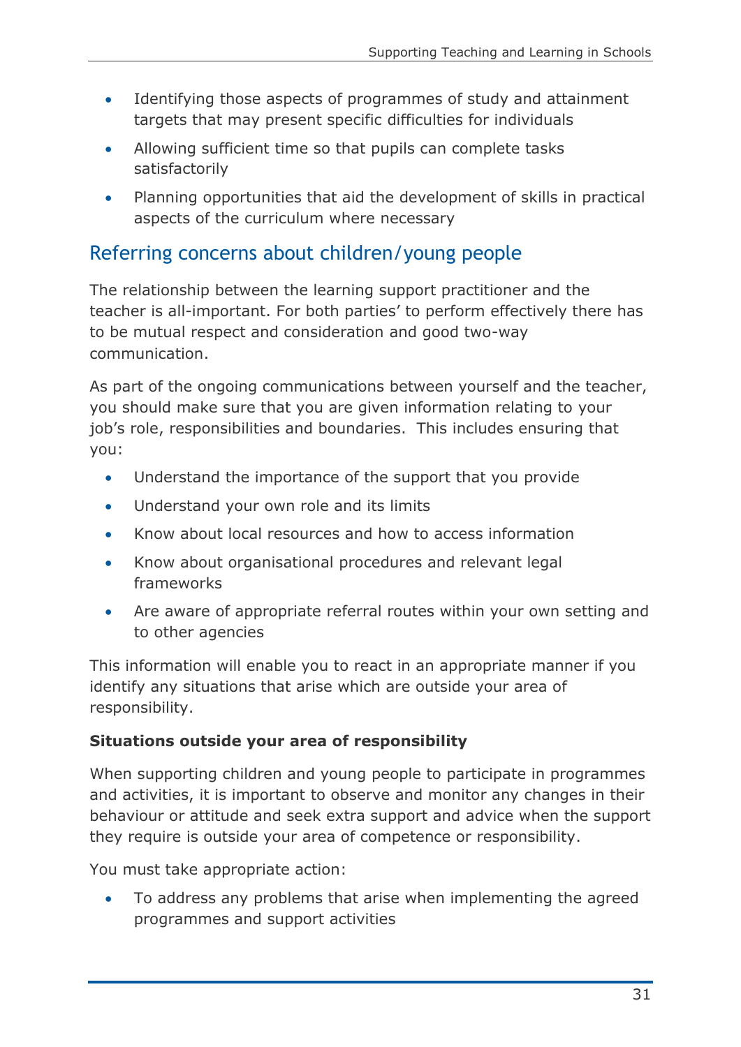- Identifying those aspects of programmes of study and attainment targets that may present specific difficulties for individuals
- Allowing sufficient time so that pupils can complete tasks satisfactorily
- Planning opportunities that aid the development of skills in practical aspects of the curriculum where necessary

## Referring concerns about children/young people

The relationship between the learning support practitioner and the teacher is all-important. For both parties' to perform effectively there has to be mutual respect and consideration and good two-way communication.

As part of the ongoing communications between yourself and the teacher, you should make sure that you are given information relating to your job's role, responsibilities and boundaries. This includes ensuring that you:

- Understand the importance of the support that you provide
- Understand your own role and its limits
- Know about local resources and how to access information
- Know about organisational procedures and relevant legal frameworks
- Are aware of appropriate referral routes within your own setting and to other agencies

This information will enable you to react in an appropriate manner if you identify any situations that arise which are outside your area of responsibility.

**Situations outside your area of responsibility**

When supporting children and young people to participate in programmes and activities, it is important to observe and monitor any changes in their behaviour or attitude and seek extra support and advice when the support they require is outside your area of competence or responsibility.

You must take appropriate action:

- To address any problems that arise when implementing the agreed programmes and support activities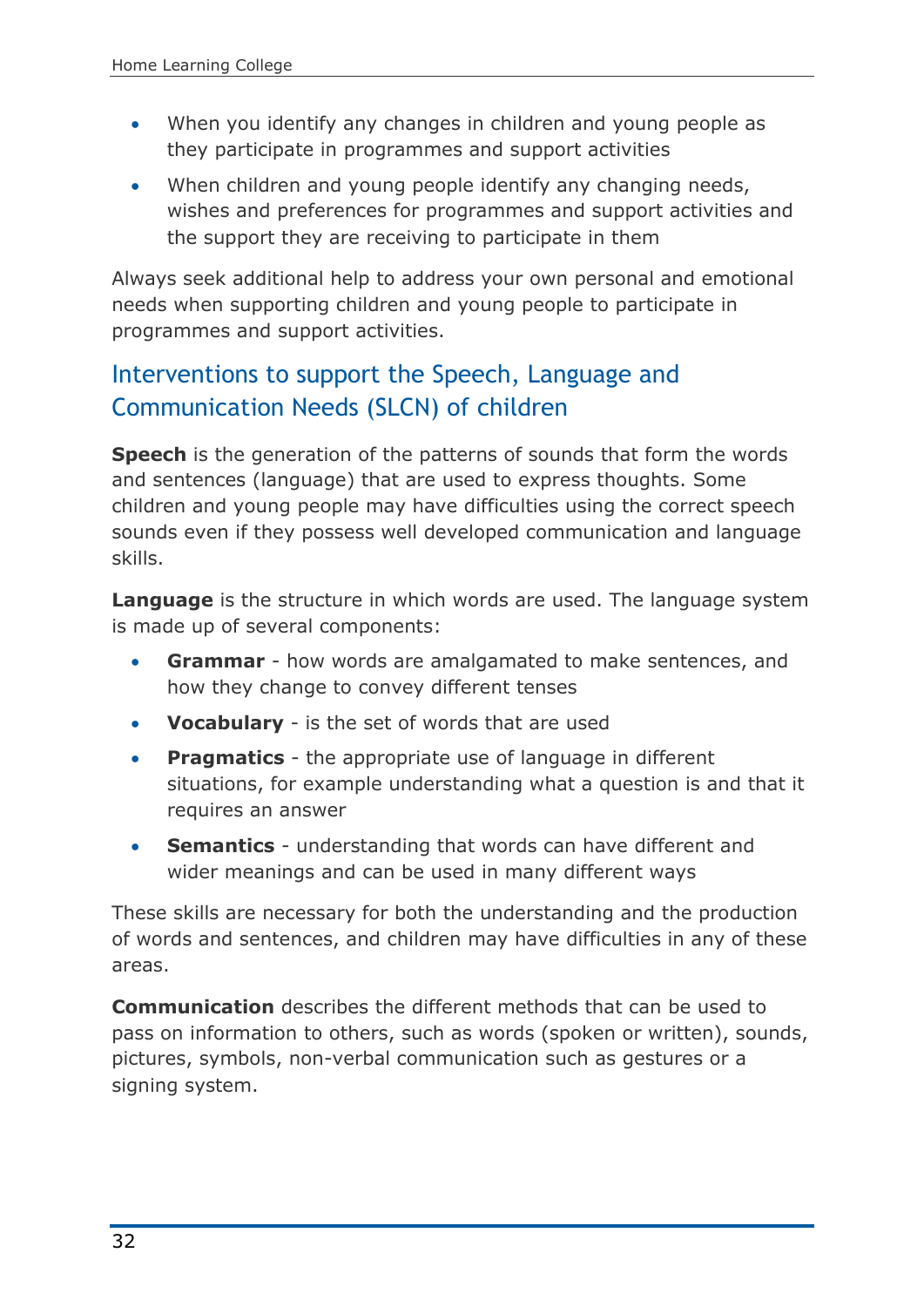- When you identify any changes in children and young people as they participate in programmes and support activities
- When children and young people identify any changing needs, wishes and preferences for programmes and support activities and the support they are receiving to participate in them

Always seek additional help to address your own personal and emotional needs when supporting children and young people to participate in programmes and support activities.

## Interventions to support the Speech, Language and Communication Needs (SLCN) of children

**Speech** is the generation of the patterns of sounds that form the words and sentences (language) that are used to express thoughts. Some children and young people may have difficulties using the correct speech sounds even if they possess well developed communication and language skills.

**Language** is the structure in which words are used. The language system is made up of several components:

- **Grammar** - how words are amalgamated to make sentences, and how they change to convey different tenses
- **Vocabulary** - is the set of words that are used
- **Pragmatics** - the appropriate use of language in different situations, for example understanding what a question is and that it requires an answer
- **Semantics** - understanding that words can have different and wider meanings and can be used in many different ways

These skills are necessary for both the understanding and the production of words and sentences, and children may have difficulties in any of these areas.

**Communication** describes the different methods that can be used to pass on information to others, such as words (spoken or written), sounds, pictures, symbols, non-verbal communication such as gestures or a signing system.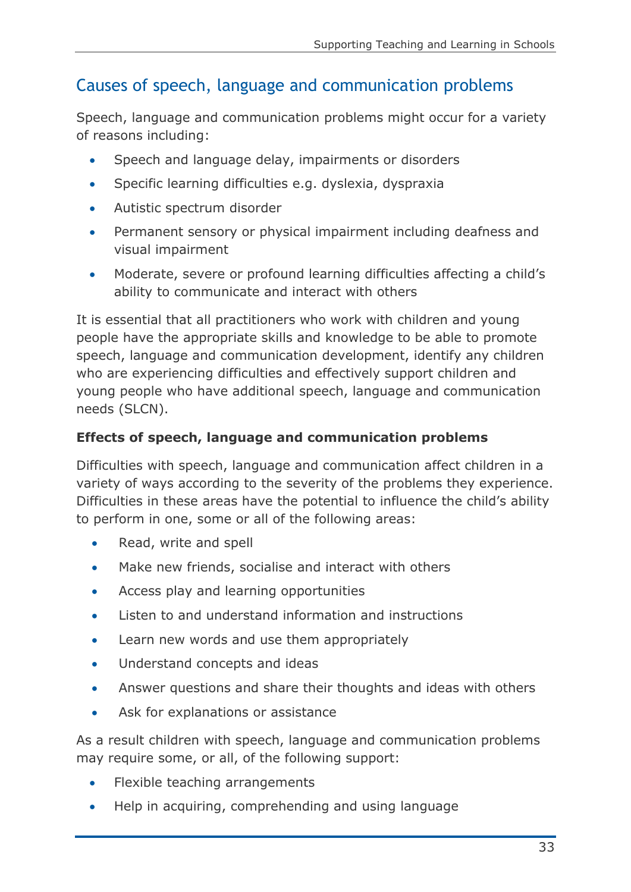## Causes of speech, language and communication problems

Speech, language and communication problems might occur for a variety of reasons including:

- Speech and language delay, impairments or disorders
- Specific learning difficulties e.g. dyslexia, dyspraxia
- Autistic spectrum disorder
- Permanent sensory or physical impairment including deafness and visual impairment
- Moderate, severe or profound learning difficulties affecting a child's ability to communicate and interact with others

It is essential that all practitioners who work with children and young people have the appropriate skills and knowledge to be able to promote speech, language and communication development, identify any children who are experiencing difficulties and effectively support children and young people who have additional speech, language and communication needs (SLCN).

**Effects of speech, language and communication problems**

Difficulties with speech, language and communication affect children in a variety of ways according to the severity of the problems they experience. Difficulties in these areas have the potential to influence the child's ability to perform in one, some or all of the following areas:

- Read, write and spell
- Make new friends, socialise and interact with others
- Access play and learning opportunities
- Listen to and understand information and instructions
- Learn new words and use them appropriately
- Understand concepts and ideas
- Answer questions and share their thoughts and ideas with others
- Ask for explanations or assistance

As a result children with speech, language and communication problems may require some, or all, of the following support:

- Flexible teaching arrangements
- Help in acquiring, comprehending and using language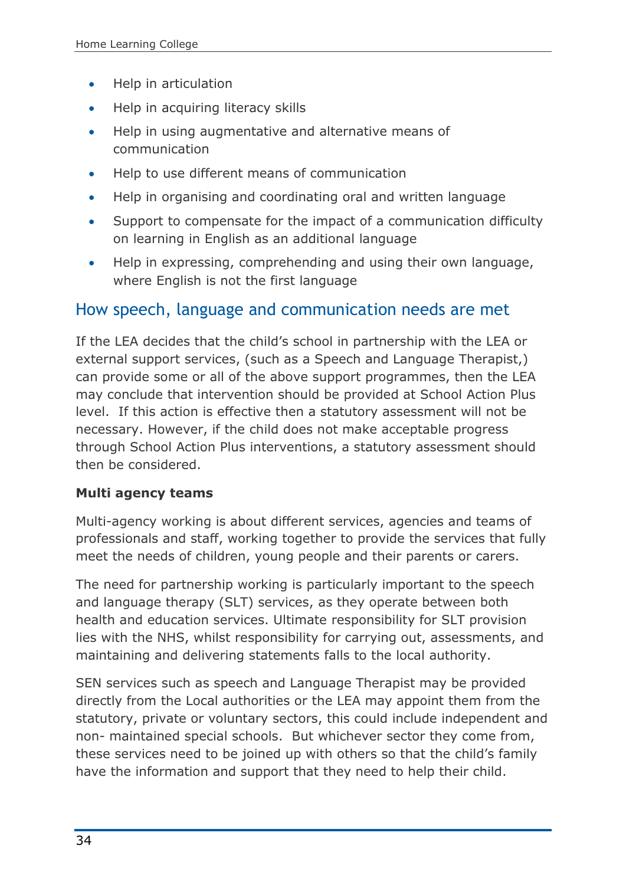- Help in articulation
- Help in acquiring literacy skills
- Help in using augmentative and alternative means of communication
- Help to use different means of communication
- Help in organising and coordinating oral and written language
- Support to compensate for the impact of a communication difficulty on learning in English as an additional language
- Help in expressing, comprehending and using their own language, where English is not the first language

## How speech, language and communication needs are met

If the LEA decides that the child's school in partnership with the LEA or external support services, (such as a Speech and Language Therapist,) can provide some or all of the above support programmes, then the LEA may conclude that intervention should be provided at School Action Plus level. If this action is effective then a statutory assessment will not be necessary. However, if the child does not make acceptable progress through School Action Plus interventions, a statutory assessment should then be considered.

**Multi agency teams**

Multi-agency working is about different services, agencies and teams of professionals and staff, working together to provide the services that fully meet the needs of children, young people and their parents or carers.

The need for partnership working is particularly important to the speech and language therapy (SLT) services, as they operate between both health and education services. Ultimate responsibility for SLT provision lies with the NHS, whilst responsibility for carrying out, assessments, and maintaining and delivering statements falls to the local authority.

SEN services such as speech and Language Therapist may be provided directly from the Local authorities or the LEA may appoint them from the statutory, private or voluntary sectors, this could include independent and non- maintained special schools. But whichever sector they come from, these services need to be joined up with others so that the child's family have the information and support that they need to help their child.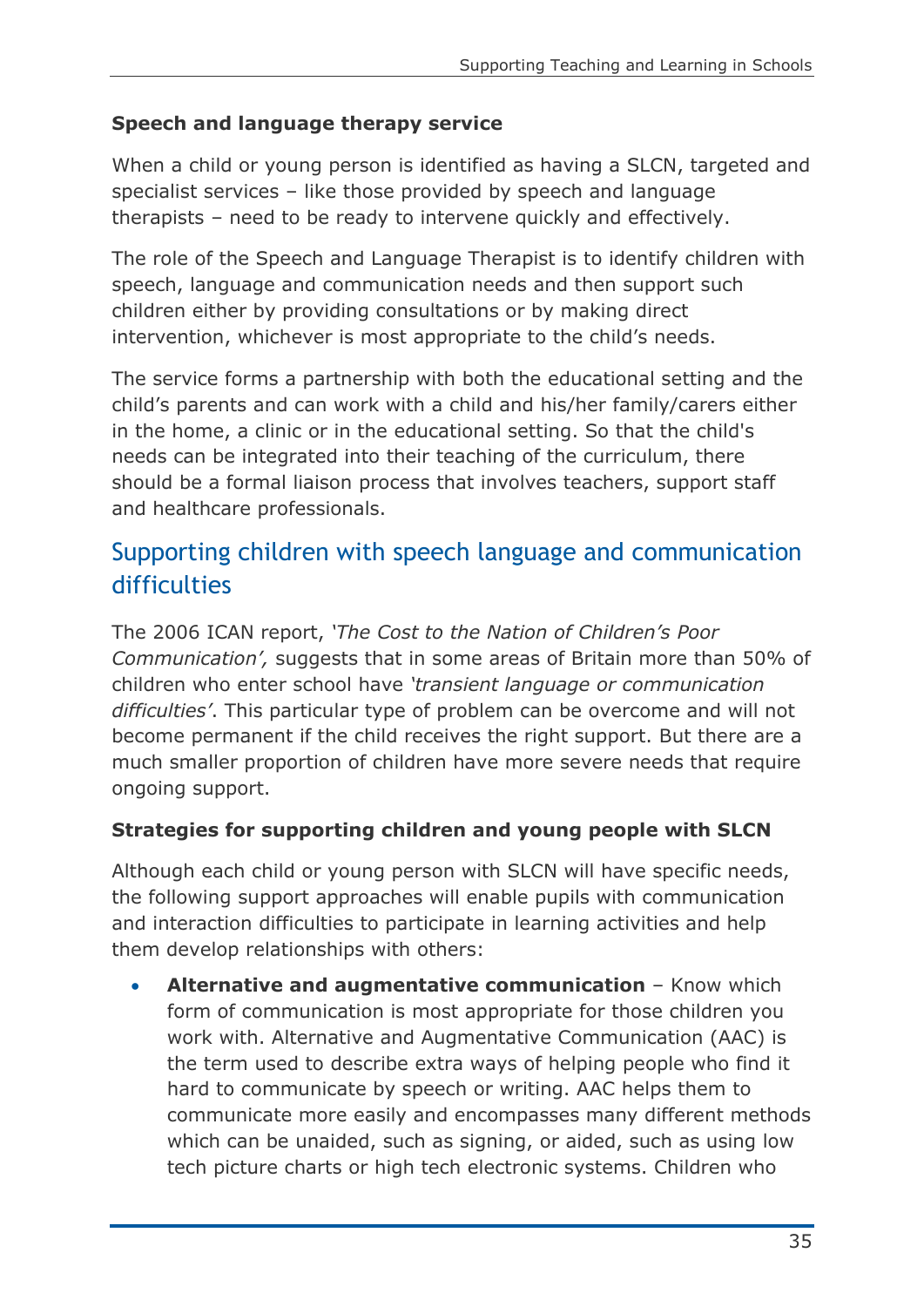**Speech and language therapy service**

When a child or young person is identified as having a SLCN, targeted and specialist services – like those provided by speech and language therapists – need to be ready to intervene quickly and effectively.

The role of the Speech and Language Therapist is to identify children with speech, language and communication needs and then support such children either by providing consultations or by making direct intervention, whichever is most appropriate to the child's needs.

The service forms a partnership with both the educational setting and the child's parents and can work with a child and his/her family/carers either in the home, a clinic or in the educational setting. So that the child's needs can be integrated into their teaching of the curriculum, there should be a formal liaison process that involves teachers, support staff and healthcare professionals.

## Supporting children with speech language and communication difficulties

The 2006 ICAN report, *'The Cost to the Nation of Children's Poor Communication',* suggests that in some areas of Britain more than 50% of children who enter school have *'transient language or communication difficulties'*. This particular type of problem can be overcome and will not become permanent if the child receives the right support. But there are a much smaller proportion of children have more severe needs that require ongoing support.

**Strategies for supporting children and young people with SLCN**

Although each child or young person with SLCN will have specific needs, the following support approaches will enable pupils with communication and interaction difficulties to participate in learning activities and help them develop relationships with others:

- **Alternative and augmentative communication** – Know which form of communication is most appropriate for those children you work with. Alternative and Augmentative Communication (AAC) is the term used to describe extra ways of helping people who find it hard to communicate by speech or writing. AAC helps them to communicate more easily and encompasses many different methods which can be unaided, such as signing, or aided, such as using low tech picture charts or high tech electronic systems. Children who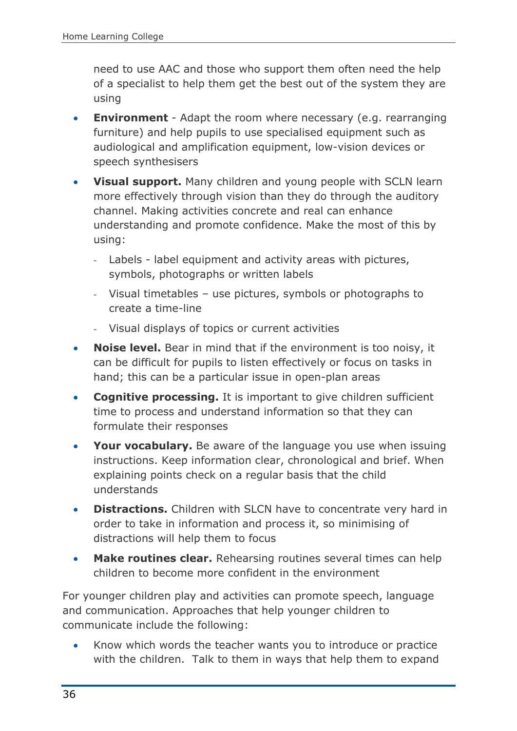need to use AAC and those who support them often need the help of a specialist to help them get the best out of the system they are using

- **Environment** - Adapt the room where necessary (e.g. rearranging furniture) and help pupils to use specialised equipment such as audiological and amplification equipment, low-vision devices or speech synthesisers
- **Visual support.** Many children and young people with SCLN learn more effectively through vision than they do through the auditory channel. Making activities concrete and real can enhance understanding and promote confidence. Make the most of this by using:
  - Labels - label equipment and activity areas with pictures, symbols, photographs or written labels
  - Visual timetables – use pictures, symbols or photographs to create a time-line
  - Visual displays of topics or current activities
- **Noise level.** Bear in mind that if the environment is too noisy, it can be difficult for pupils to listen effectively or focus on tasks in hand; this can be a particular issue in open-plan areas
- **Cognitive processing.** It is important to give children sufficient time to process and understand information so that they can formulate their responses
- **Your vocabulary.** Be aware of the language you use when issuing instructions. Keep information clear, chronological and brief. When explaining points check on a regular basis that the child understands
- **Distractions.** Children with SLCN have to concentrate very hard in order to take in information and process it, so minimising of distractions will help them to focus
- **Make routines clear.** Rehearsing routines several times can help children to become more confident in the environment

For younger children play and activities can promote speech, language and communication. Approaches that help younger children to communicate include the following:

- Know which words the teacher wants you to introduce or practice with the children. Talk to them in ways that help them to expand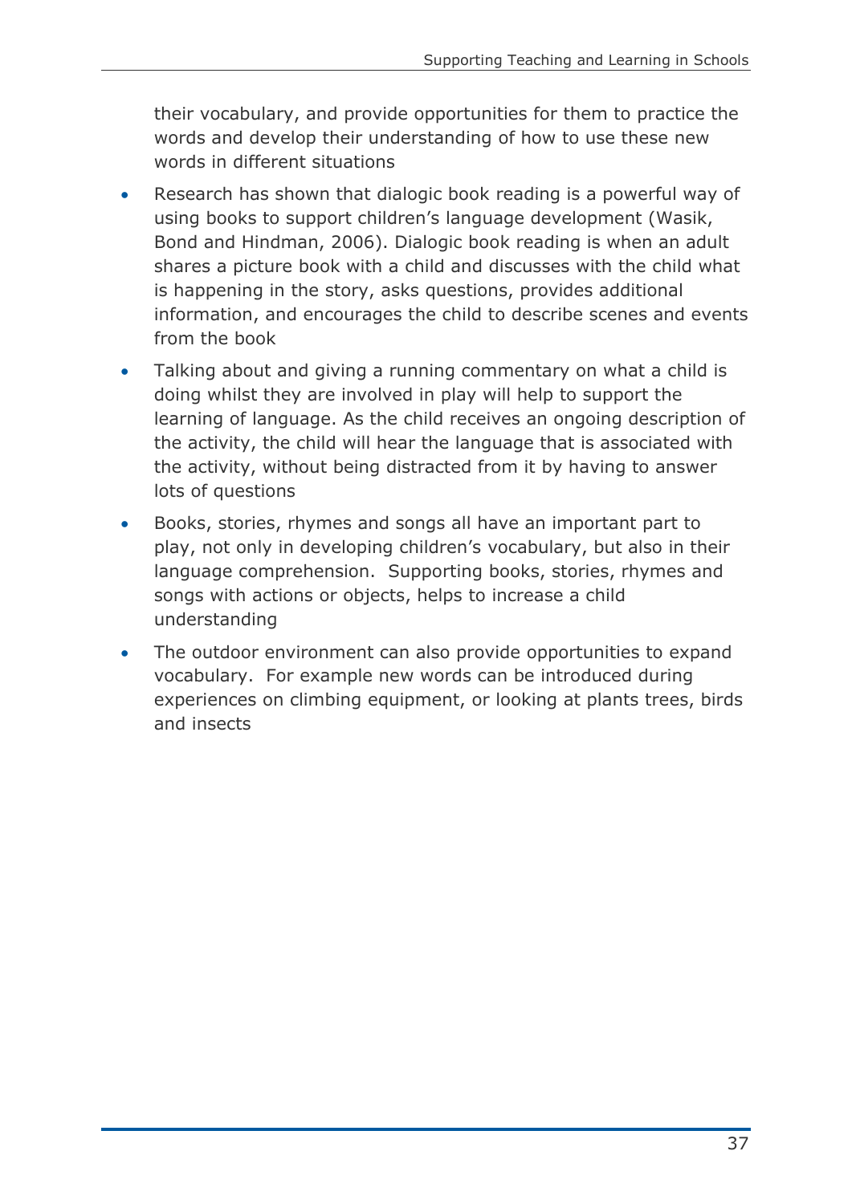their vocabulary, and provide opportunities for them to practice the words and develop their understanding of how to use these new words in different situations

- Research has shown that dialogic book reading is a powerful way of using books to support children's language development (Wasik, Bond and Hindman, 2006). Dialogic book reading is when an adult shares a picture book with a child and discusses with the child what is happening in the story, asks questions, provides additional information, and encourages the child to describe scenes and events from the book
- Talking about and giving a running commentary on what a child is doing whilst they are involved in play will help to support the learning of language. As the child receives an ongoing description of the activity, the child will hear the language that is associated with the activity, without being distracted from it by having to answer lots of questions
- Books, stories, rhymes and songs all have an important part to play, not only in developing children's vocabulary, but also in their language comprehension. Supporting books, stories, rhymes and songs with actions or objects, helps to increase a child understanding
- The outdoor environment can also provide opportunities to expand vocabulary. For example new words can be introduced during experiences on climbing equipment, or looking at plants trees, birds and insects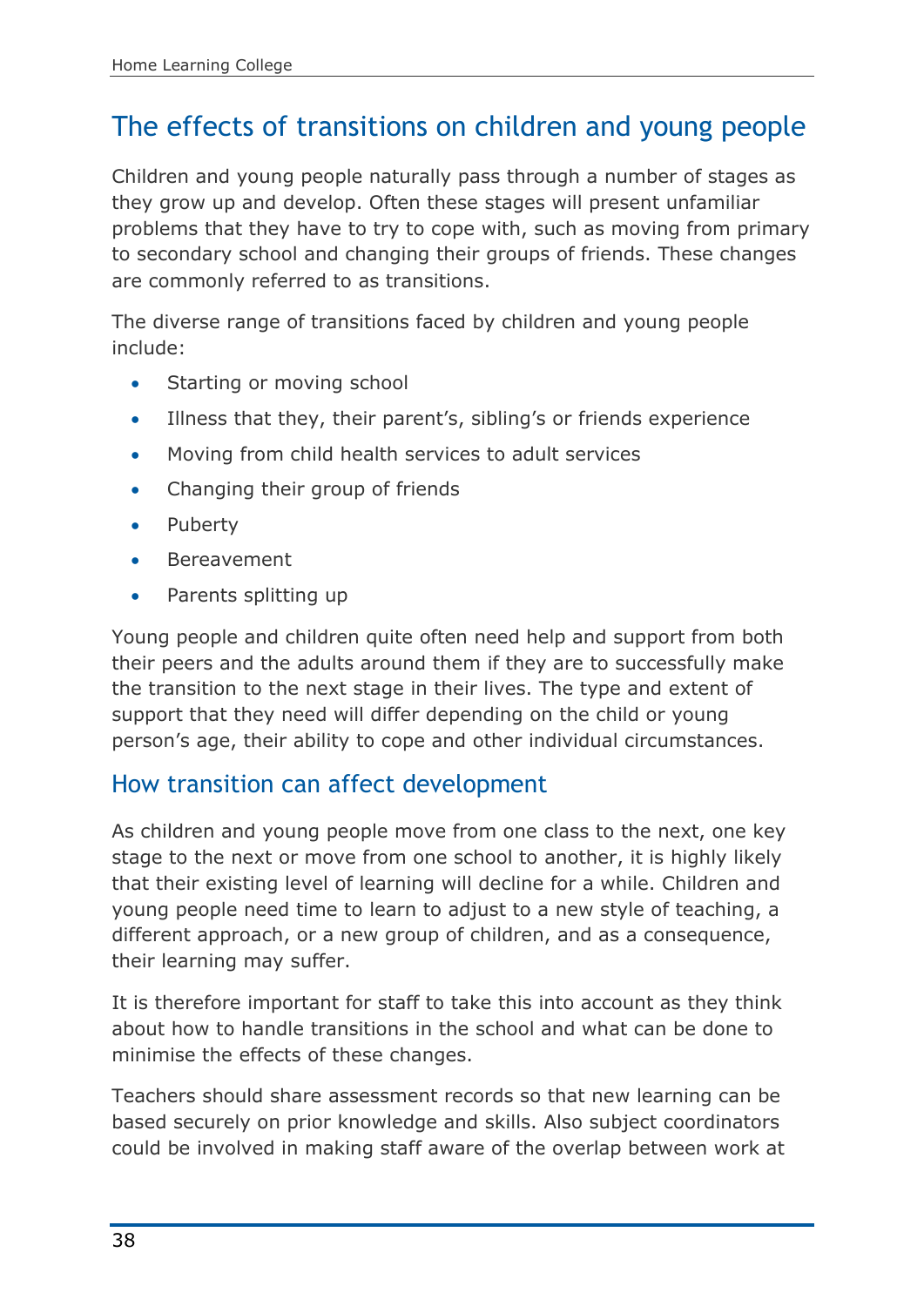## The effects of transitions on children and young people

Children and young people naturally pass through a number of stages as they grow up and develop. Often these stages will present unfamiliar problems that they have to try to cope with, such as moving from primary to secondary school and changing their groups of friends. These changes are commonly referred to as transitions.

The diverse range of transitions faced by children and young people include:

- Starting or moving school
- Illness that they, their parent's, sibling's or friends experience
- Moving from child health services to adult services
- Changing their group of friends
- Puberty
- Bereavement
- Parents splitting up

Young people and children quite often need help and support from both their peers and the adults around them if they are to successfully make the transition to the next stage in their lives. The type and extent of support that they need will differ depending on the child or young person's age, their ability to cope and other individual circumstances.

### How transition can affect development

As children and young people move from one class to the next, one key stage to the next or move from one school to another, it is highly likely that their existing level of learning will decline for a while. Children and young people need time to learn to adjust to a new style of teaching, a different approach, or a new group of children, and as a consequence, their learning may suffer.

It is therefore important for staff to take this into account as they think about how to handle transitions in the school and what can be done to minimise the effects of these changes.

Teachers should share assessment records so that new learning can be based securely on prior knowledge and skills. Also subject coordinators could be involved in making staff aware of the overlap between work at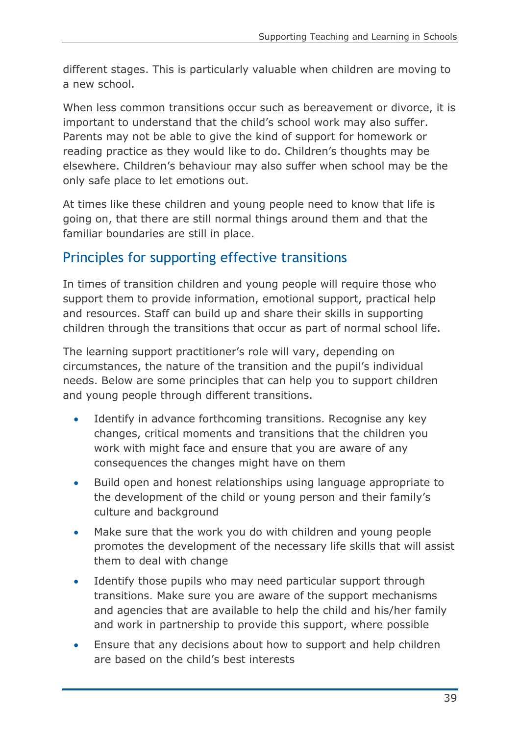different stages. This is particularly valuable when children are moving to a new school.

When less common transitions occur such as bereavement or divorce, it is important to understand that the child's school work may also suffer. Parents may not be able to give the kind of support for homework or reading practice as they would like to do. Children's thoughts may be elsewhere. Children's behaviour may also suffer when school may be the only safe place to let emotions out.

At times like these children and young people need to know that life is going on, that there are still normal things around them and that the familiar boundaries are still in place.

## Principles for supporting effective transitions

In times of transition children and young people will require those who support them to provide information, emotional support, practical help and resources. Staff can build up and share their skills in supporting children through the transitions that occur as part of normal school life.

The learning support practitioner's role will vary, depending on circumstances, the nature of the transition and the pupil's individual needs. Below are some principles that can help you to support children and young people through different transitions.

- Identify in advance forthcoming transitions. Recognise any key changes, critical moments and transitions that the children you work with might face and ensure that you are aware of any consequences the changes might have on them
- Build open and honest relationships using language appropriate to the development of the child or young person and their family's culture and background
- Make sure that the work you do with children and young people promotes the development of the necessary life skills that will assist them to deal with change
- Identify those pupils who may need particular support through transitions. Make sure you are aware of the support mechanisms and agencies that are available to help the child and his/her family and work in partnership to provide this support, where possible
- Ensure that any decisions about how to support and help children are based on the child's best interests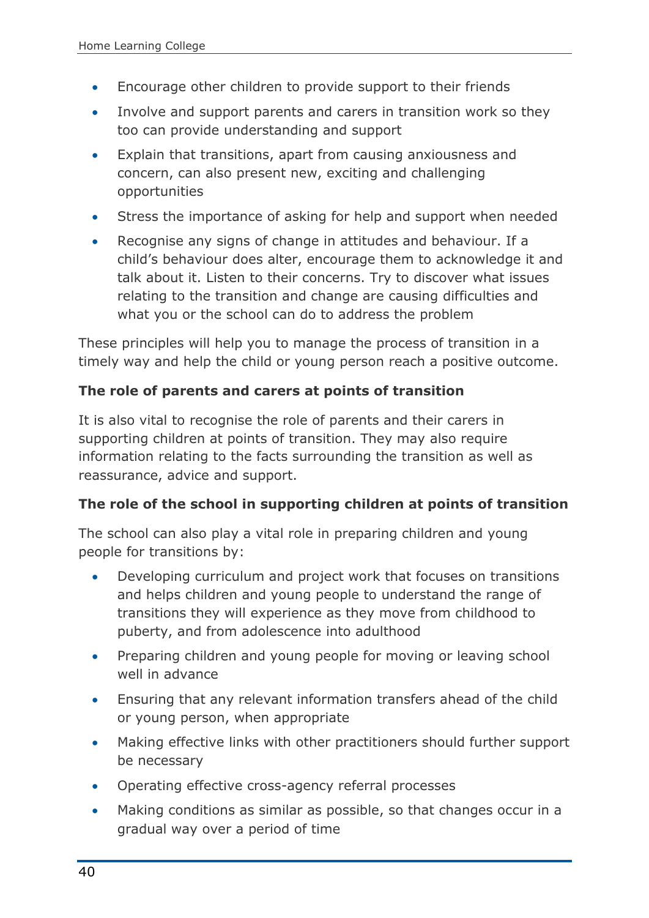- Encourage other children to provide support to their friends
- Involve and support parents and carers in transition work so they too can provide understanding and support
- Explain that transitions, apart from causing anxiousness and concern, can also present new, exciting and challenging opportunities
- Stress the importance of asking for help and support when needed
- Recognise any signs of change in attitudes and behaviour. If a child's behaviour does alter, encourage them to acknowledge it and talk about it. Listen to their concerns. Try to discover what issues relating to the transition and change are causing difficulties and what you or the school can do to address the problem

These principles will help you to manage the process of transition in a timely way and help the child or young person reach a positive outcome.

**The role of parents and carers at points of transition**

It is also vital to recognise the role of parents and their carers in supporting children at points of transition. They may also require information relating to the facts surrounding the transition as well as reassurance, advice and support.

**The role of the school in supporting children at points of transition**

The school can also play a vital role in preparing children and young people for transitions by:

- Developing curriculum and project work that focuses on transitions and helps children and young people to understand the range of transitions they will experience as they move from childhood to puberty, and from adolescence into adulthood
- Preparing children and young people for moving or leaving school well in advance
- Ensuring that any relevant information transfers ahead of the child or young person, when appropriate
- Making effective links with other practitioners should further support be necessary
- Operating effective cross-agency referral processes
- Making conditions as similar as possible, so that changes occur in a gradual way over a period of time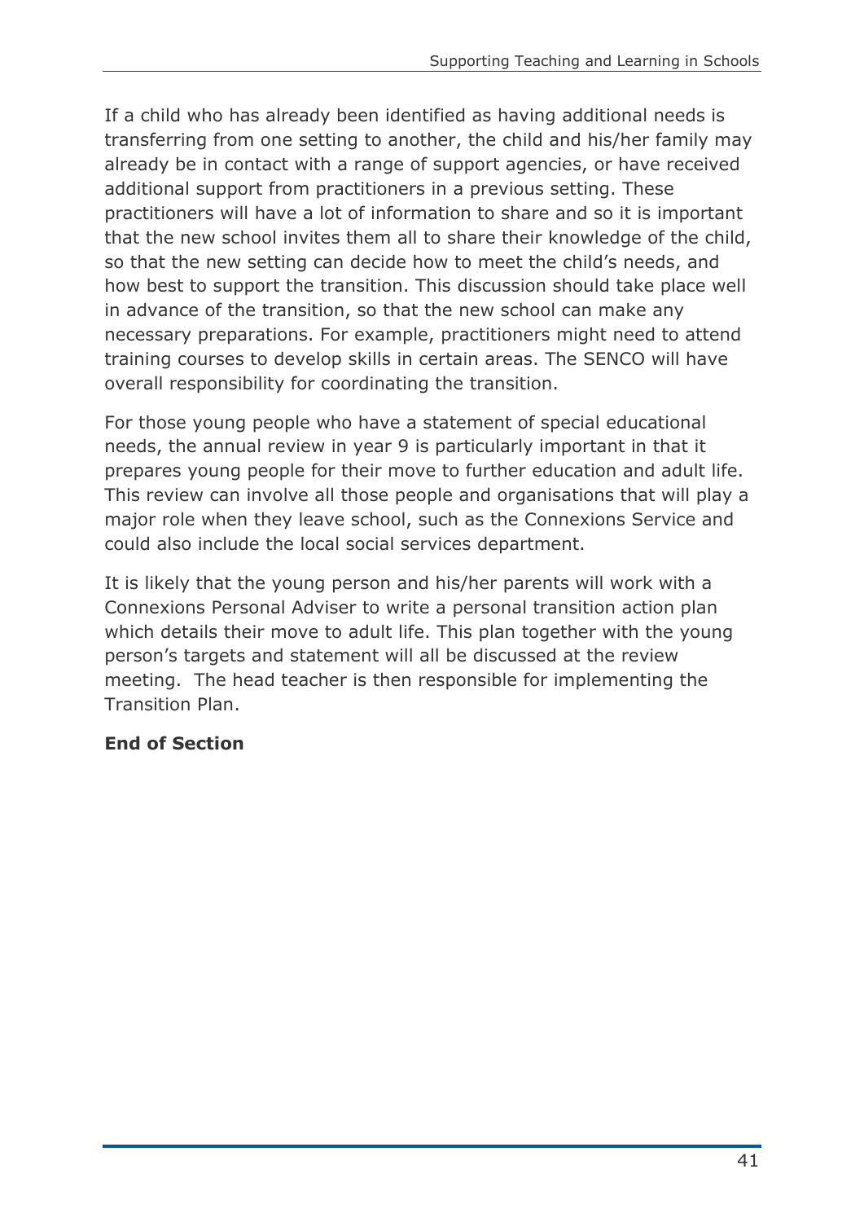If a child who has already been identified as having additional needs is transferring from one setting to another, the child and his/her family may already be in contact with a range of support agencies, or have received additional support from practitioners in a previous setting. These practitioners will have a lot of information to share and so it is important that the new school invites them all to share their knowledge of the child, so that the new setting can decide how to meet the child's needs, and how best to support the transition. This discussion should take place well in advance of the transition, so that the new school can make any necessary preparations. For example, practitioners might need to attend training courses to develop skills in certain areas. The SENCO will have overall responsibility for coordinating the transition.

For those young people who have a statement of special educational needs, the annual review in year 9 is particularly important in that it prepares young people for their move to further education and adult life. This review can involve all those people and organisations that will play a major role when they leave school, such as the Connexions Service and could also include the local social services department.

It is likely that the young person and his/her parents will work with a Connexions Personal Adviser to write a personal transition action plan which details their move to adult life. This plan together with the young person's targets and statement will all be discussed at the review meeting.  The head teacher is then responsible for implementing the Transition Plan.

**End of Section**